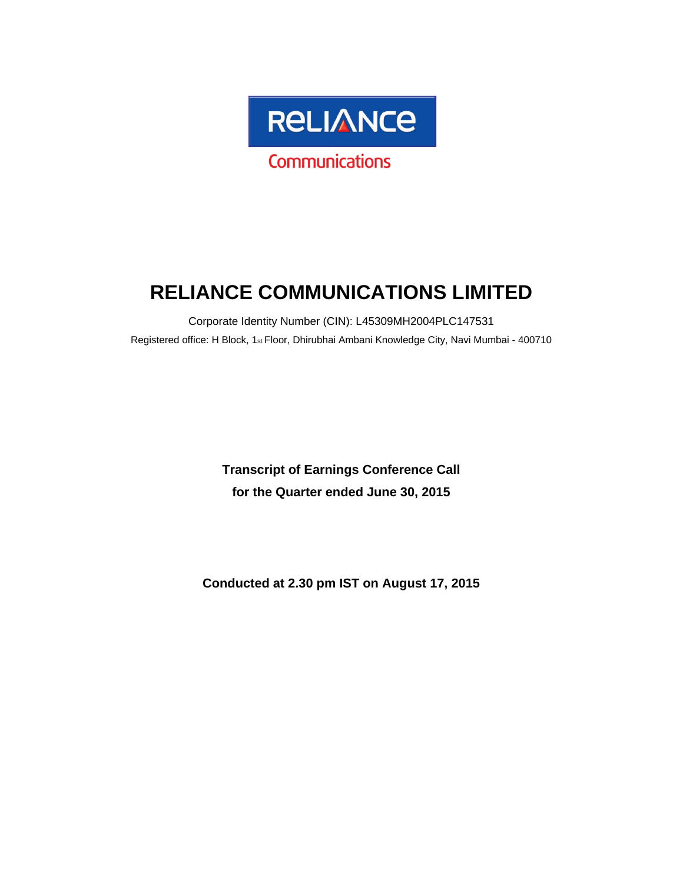RELIANCE

Communications

# RELIANCE COMMUNICATIONS LIMITED

Corporate Identity Number (CIN): L45309MH2004PLC147531

Registered office: H Block, 1st Floor, Dhirubhai Ambani Knowledge City, Navi Mumbai - 400710

**Transcript of Earnings Conference Call**
**for the Quarter ended June 30, 2015**

**Conducted at 2.30 pm IST on August 17, 2015**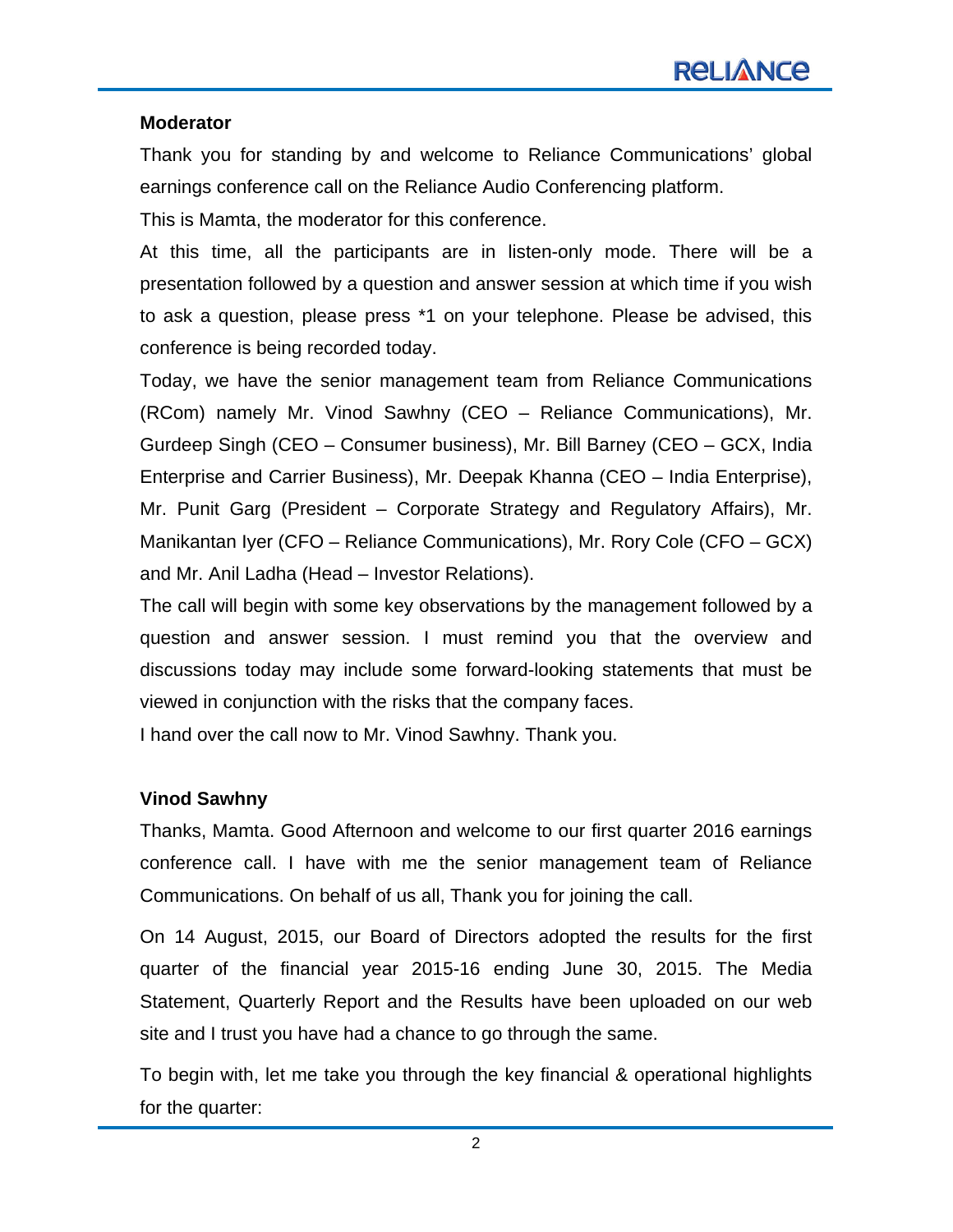**Moderator**

Thank you for standing by and welcome to Reliance Communications' global earnings conference call on the Reliance Audio Conferencing platform.

This is Mamta, the moderator for this conference.

At this time, all the participants are in listen-only mode. There will be a presentation followed by a question and answer session at which time if you wish to ask a question, please press *1 on your telephone. Please be advised, this conference is being recorded today.

Today, we have the senior management team from Reliance Communications (RCom) namely Mr. Vinod Sawhny (CEO – Reliance Communications), Mr. Gurdeep Singh (CEO – Consumer business), Mr. Bill Barney (CEO – GCX, India Enterprise and Carrier Business), Mr. Deepak Khanna (CEO – India Enterprise), Mr. Punit Garg (President – Corporate Strategy and Regulatory Affairs), Mr. Manikantan Iyer (CFO – Reliance Communications), Mr. Rory Cole (CFO – GCX) and Mr. Anil Ladha (Head – Investor Relations).

The call will begin with some key observations by the management followed by a question and answer session. I must remind you that the overview and discussions today may include some forward-looking statements that must be viewed in conjunction with the risks that the company faces.

I hand over the call now to Mr. Vinod Sawhny. Thank you.

**Vinod Sawhny**

Thanks, Mamta. Good Afternoon and welcome to our first quarter 2016 earnings conference call. I have with me the senior management team of Reliance Communications. On behalf of us all, Thank you for joining the call.

On 14 August, 2015, our Board of Directors adopted the results for the first quarter of the financial year 2015-16 ending June 30, 2015. The Media Statement, Quarterly Report and the Results have been uploaded on our web site and I trust you have had a chance to go through the same.

To begin with, let me take you through the key financial & operational highlights for the quarter: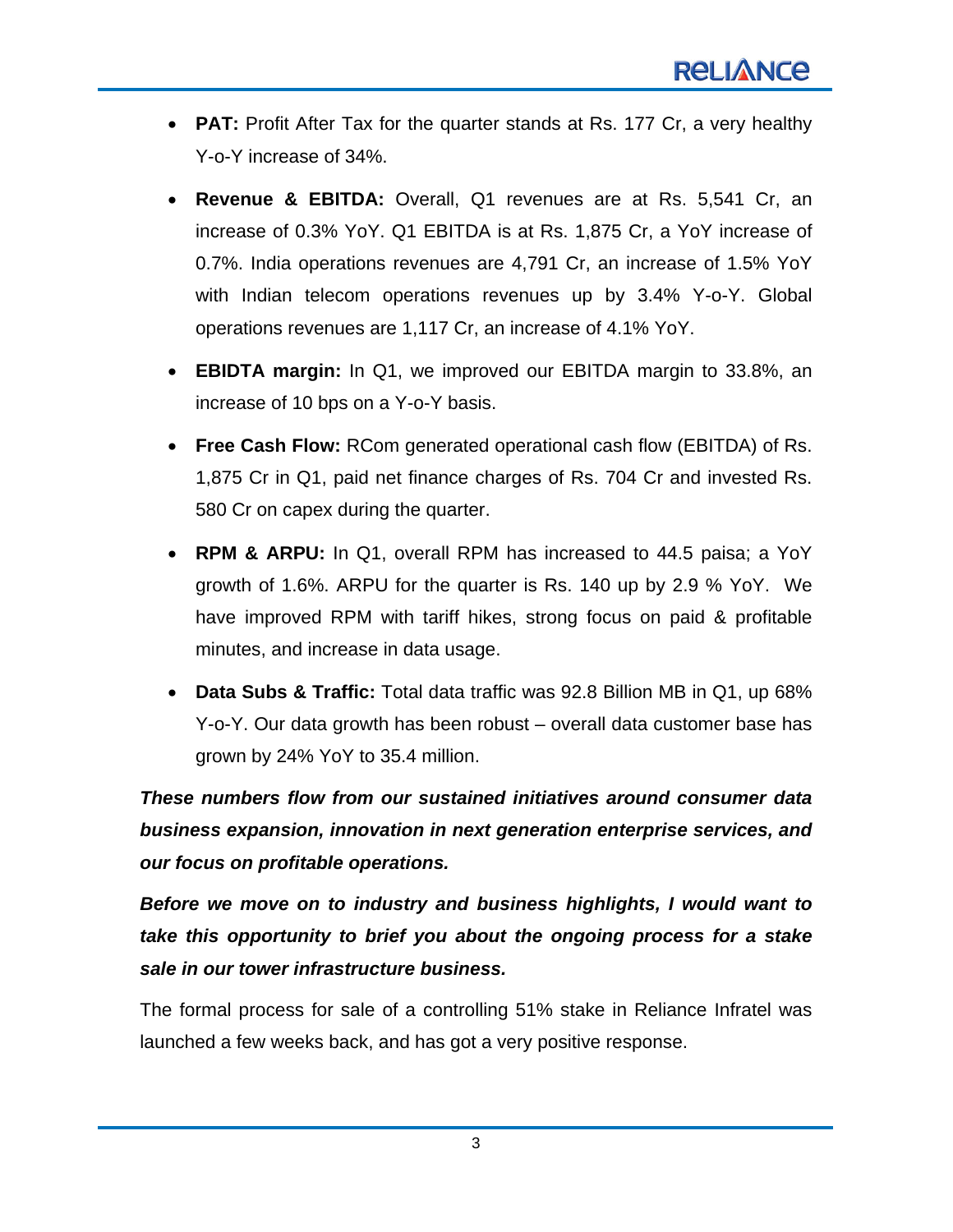- **PAT:** Profit After Tax for the quarter stands at Rs. 177 Cr, a very healthy Y-o-Y increase of 34%.

- **Revenue & EBITDA:** Overall, Q1 revenues are at Rs. 5,541 Cr, an increase of 0.3% YoY. Q1 EBITDA is at Rs. 1,875 Cr, a YoY increase of 0.7%. India operations revenues are 4,791 Cr, an increase of 1.5% YoY with Indian telecom operations revenues up by 3.4% Y-o-Y. Global operations revenues are 1,117 Cr, an increase of 4.1% YoY.

- **EBIDTA margin:** In Q1, we improved our EBITDA margin to 33.8%, an increase of 10 bps on a Y-o-Y basis.

- **Free Cash Flow:** RCom generated operational cash flow (EBITDA) of Rs. 1,875 Cr in Q1, paid net finance charges of Rs. 704 Cr and invested Rs. 580 Cr on capex during the quarter.

- **RPM & ARPU:** In Q1, overall RPM has increased to 44.5 paisa; a YoY growth of 1.6%. ARPU for the quarter is Rs. 140 up by 2.9 % YoY. We have improved RPM with tariff hikes, strong focus on paid & profitable minutes, and increase in data usage.

- **Data Subs & Traffic:** Total data traffic was 92.8 Billion MB in Q1, up 68% Y-o-Y. Our data growth has been robust – overall data customer base has grown by 24% YoY to 35.4 million.

***These numbers flow from our sustained initiatives around consumer data business expansion, innovation in next generation enterprise services, and our focus on profitable operations.***

***Before we move on to industry and business highlights, I would want to take this opportunity to brief you about the ongoing process for a stake sale in our tower infrastructure business.***

The formal process for sale of a controlling 51% stake in Reliance Infratel was launched a few weeks back, and has got a very positive response.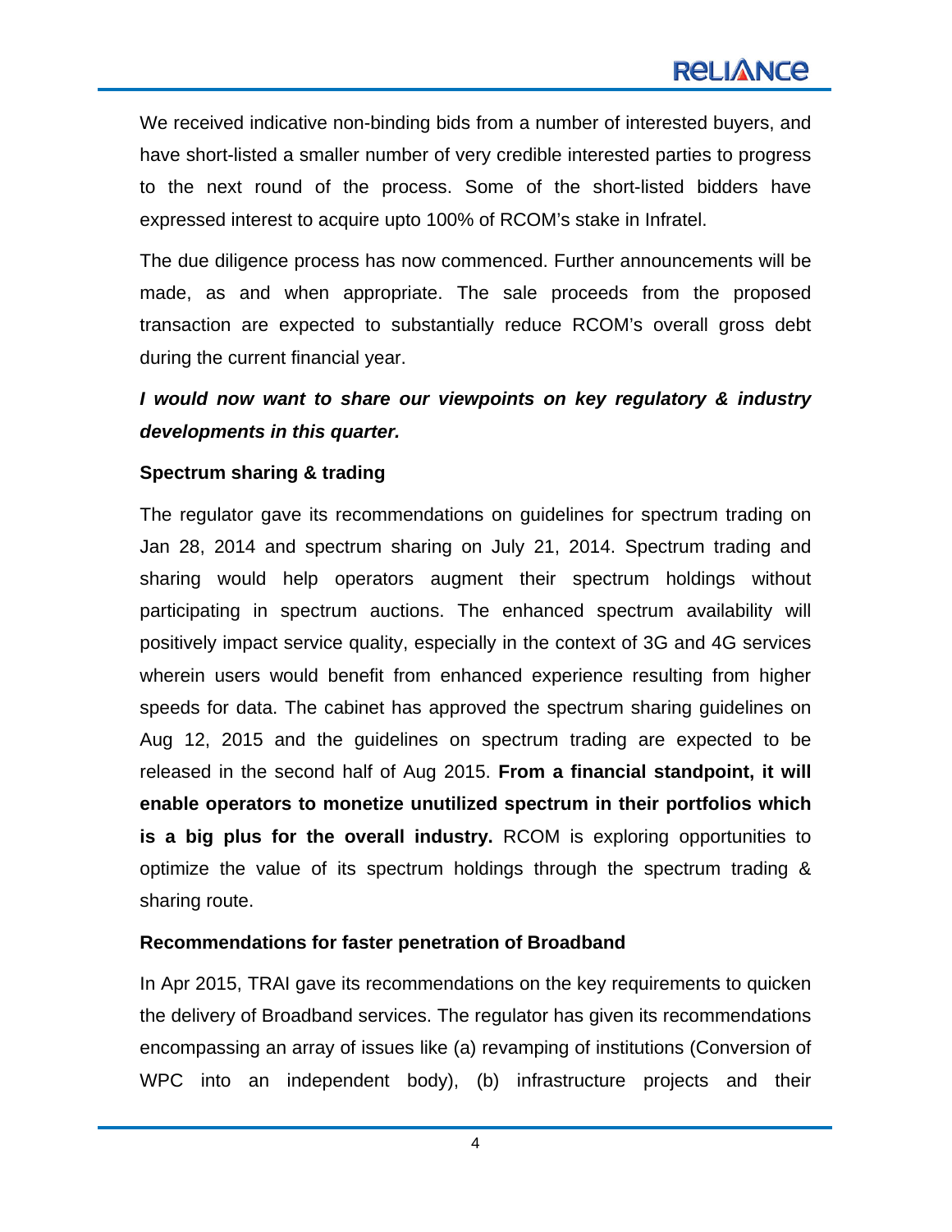We received indicative non-binding bids from a number of interested buyers, and have short-listed a smaller number of very credible interested parties to progress to the next round of the process. Some of the short-listed bidders have expressed interest to acquire upto 100% of RCOM's stake in Infratel.

The due diligence process has now commenced. Further announcements will be made, as and when appropriate. The sale proceeds from the proposed transaction are expected to substantially reduce RCOM's overall gross debt during the current financial year.

***I would now want to share our viewpoints on key regulatory & industry developments in this quarter.***

**Spectrum sharing & trading**

The regulator gave its recommendations on guidelines for spectrum trading on Jan 28, 2014 and spectrum sharing on July 21, 2014. Spectrum trading and sharing would help operators augment their spectrum holdings without participating in spectrum auctions. The enhanced spectrum availability will positively impact service quality, especially in the context of 3G and 4G services wherein users would benefit from enhanced experience resulting from higher speeds for data. The cabinet has approved the spectrum sharing guidelines on Aug 12, 2015 and the guidelines on spectrum trading are expected to be released in the second half of Aug 2015. **From a financial standpoint, it will enable operators to monetize unutilized spectrum in their portfolios which is a big plus for the overall industry.** RCOM is exploring opportunities to optimize the value of its spectrum holdings through the spectrum trading & sharing route.

**Recommendations for faster penetration of Broadband**

In Apr 2015, TRAI gave its recommendations on the key requirements to quicken the delivery of Broadband services. The regulator has given its recommendations encompassing an array of issues like (a) revamping of institutions (Conversion of WPC into an independent body), (b) infrastructure projects and their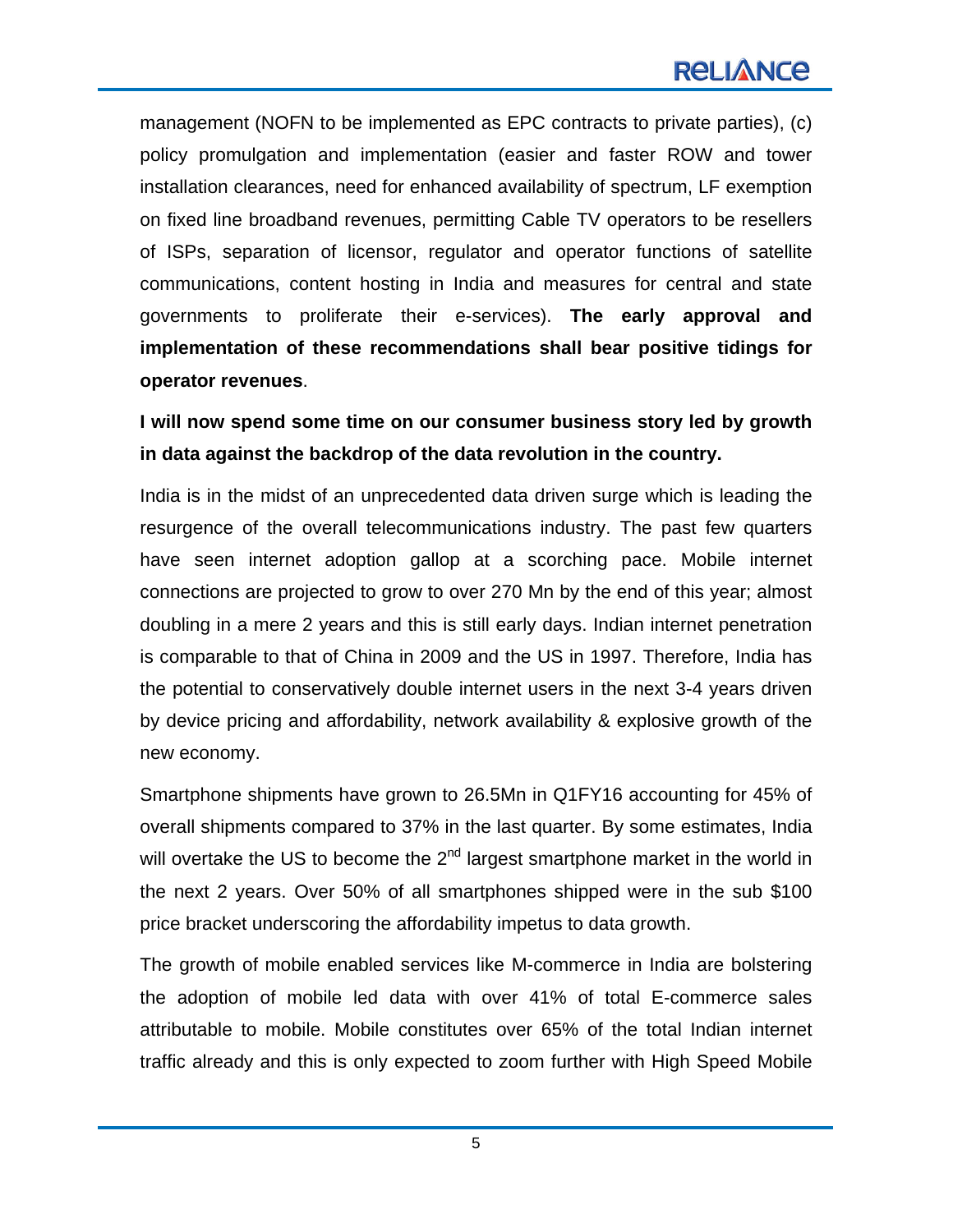management (NOFN to be implemented as EPC contracts to private parties), (c) policy promulgation and implementation (easier and faster ROW and tower installation clearances, need for enhanced availability of spectrum, LF exemption on fixed line broadband revenues, permitting Cable TV operators to be resellers of ISPs, separation of licensor, regulator and operator functions of satellite communications, content hosting in India and measures for central and state governments to proliferate their e-services). **The early approval and implementation of these recommendations shall bear positive tidings for operator revenues**.

**I will now spend some time on our consumer business story led by growth in data against the backdrop of the data revolution in the country.**

India is in the midst of an unprecedented data driven surge which is leading the resurgence of the overall telecommunications industry. The past few quarters have seen internet adoption gallop at a scorching pace. Mobile internet connections are projected to grow to over 270 Mn by the end of this year; almost doubling in a mere 2 years and this is still early days. Indian internet penetration is comparable to that of China in 2009 and the US in 1997. Therefore, India has the potential to conservatively double internet users in the next 3-4 years driven by device pricing and affordability, network availability & explosive growth of the new economy.

Smartphone shipments have grown to 26.5Mn in Q1FY16 accounting for 45% of overall shipments compared to 37% in the last quarter. By some estimates, India will overtake the US to become the 2nd largest smartphone market in the world in the next 2 years. Over 50% of all smartphones shipped were in the sub $100 price bracket underscoring the affordability impetus to data growth.

The growth of mobile enabled services like M-commerce in India are bolstering the adoption of mobile led data with over 41% of total E-commerce sales attributable to mobile. Mobile constitutes over 65% of the total Indian internet traffic already and this is only expected to zoom further with High Speed Mobile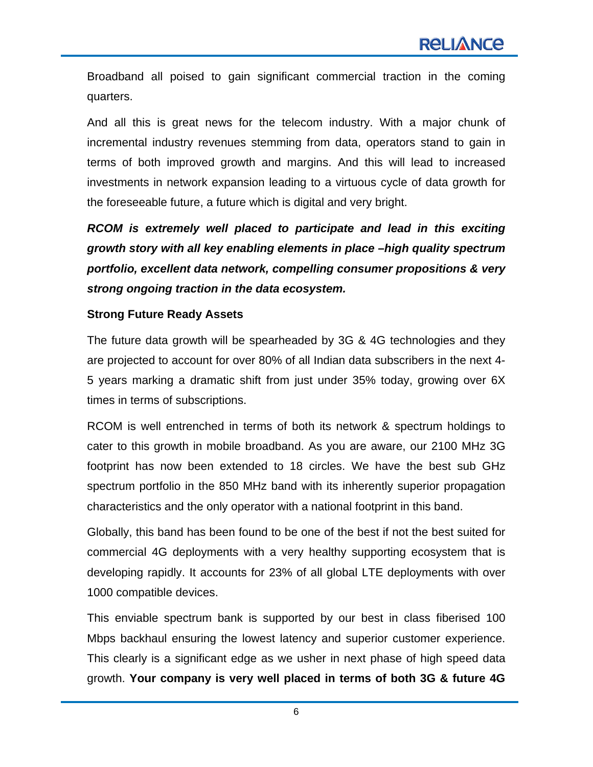Broadband all poised to gain significant commercial traction in the coming quarters.

And all this is great news for the telecom industry. With a major chunk of incremental industry revenues stemming from data, operators stand to gain in terms of both improved growth and margins. And this will lead to increased investments in network expansion leading to a virtuous cycle of data growth for the foreseeable future, a future which is digital and very bright.

***RCOM is extremely well placed to participate and lead in this exciting growth story with all key enabling elements in place –high quality spectrum portfolio, excellent data network, compelling consumer propositions & very strong ongoing traction in the data ecosystem.***

**Strong Future Ready Assets**

The future data growth will be spearheaded by 3G & 4G technologies and they are projected to account for over 80% of all Indian data subscribers in the next 4-5 years marking a dramatic shift from just under 35% today, growing over 6X times in terms of subscriptions.

RCOM is well entrenched in terms of both its network & spectrum holdings to cater to this growth in mobile broadband. As you are aware, our 2100 MHz 3G footprint has now been extended to 18 circles. We have the best sub GHz spectrum portfolio in the 850 MHz band with its inherently superior propagation characteristics and the only operator with a national footprint in this band.

Globally, this band has been found to be one of the best if not the best suited for commercial 4G deployments with a very healthy supporting ecosystem that is developing rapidly. It accounts for 23% of all global LTE deployments with over 1000 compatible devices.

This enviable spectrum bank is supported by our best in class fiberised 100 Mbps backhaul ensuring the lowest latency and superior customer experience. This clearly is a significant edge as we usher in next phase of high speed data growth. **Your company is very well placed in terms of both 3G & future 4G**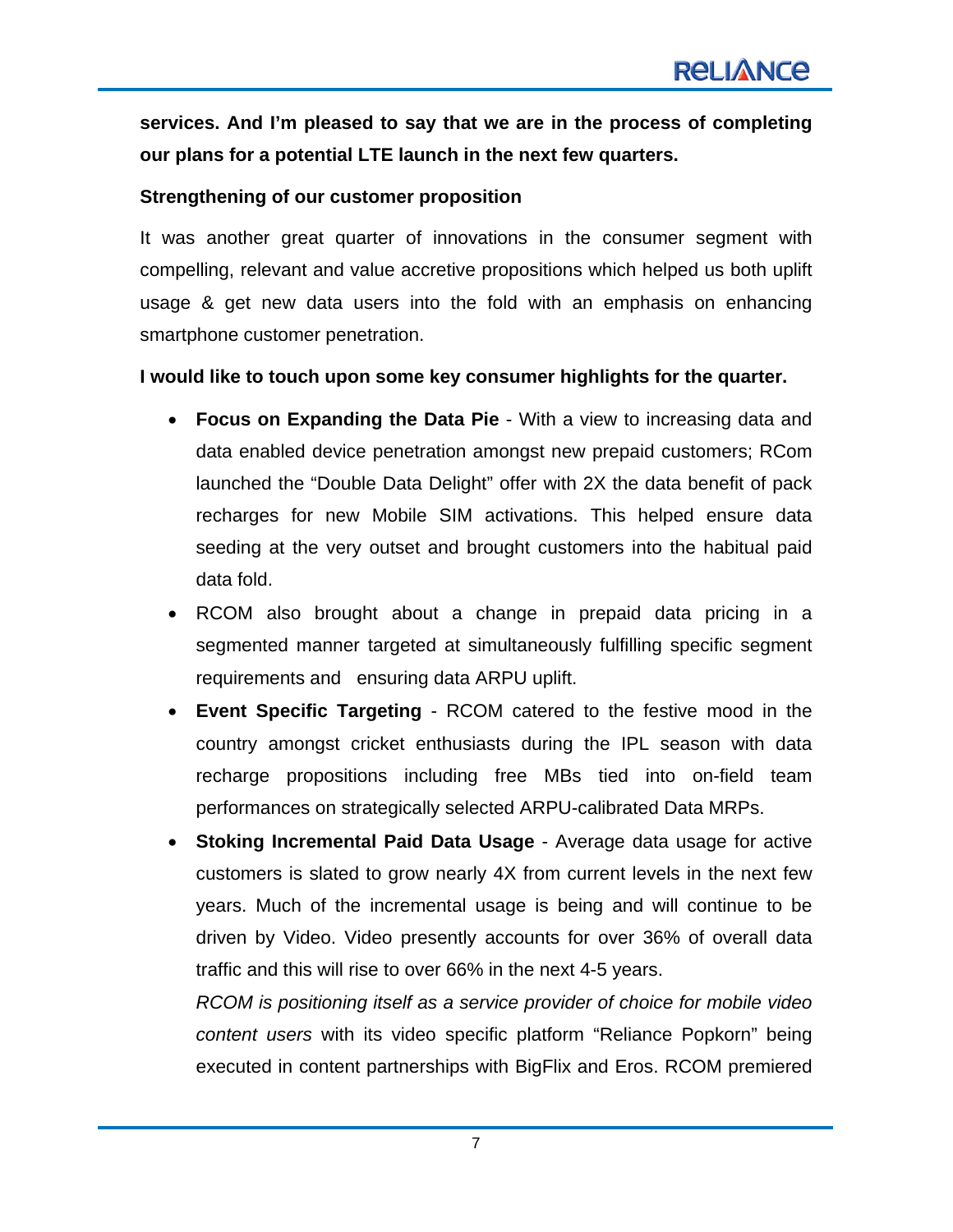**services. And I'm pleased to say that we are in the process of completing our plans for a potential LTE launch in the next few quarters.**

**Strengthening of our customer proposition**

It was another great quarter of innovations in the consumer segment with compelling, relevant and value accretive propositions which helped us both uplift usage & get new data users into the fold with an emphasis on enhancing smartphone customer penetration.

**I would like to touch upon some key consumer highlights for the quarter.**

- **Focus on Expanding the Data Pie** - With a view to increasing data and data enabled device penetration amongst new prepaid customers; RCom launched the "Double Data Delight" offer with 2X the data benefit of pack recharges for new Mobile SIM activations. This helped ensure data seeding at the very outset and brought customers into the habitual paid data fold.
- RCOM also brought about a change in prepaid data pricing in a segmented manner targeted at simultaneously fulfilling specific segment requirements and ensuring data ARPU uplift.
- **Event Specific Targeting** - RCOM catered to the festive mood in the country amongst cricket enthusiasts during the IPL season with data recharge propositions including free MBs tied into on-field team performances on strategically selected ARPU-calibrated Data MRPs.
- **Stoking Incremental Paid Data Usage** - Average data usage for active customers is slated to grow nearly 4X from current levels in the next few years. Much of the incremental usage is being and will continue to be driven by Video. Video presently accounts for over 36% of overall data traffic and this will rise to over 66% in the next 4-5 years.

  *RCOM is positioning itself as a service provider of choice for mobile video content users* with its video specific platform "Reliance Popkorn" being executed in content partnerships with BigFlix and Eros. RCOM premiered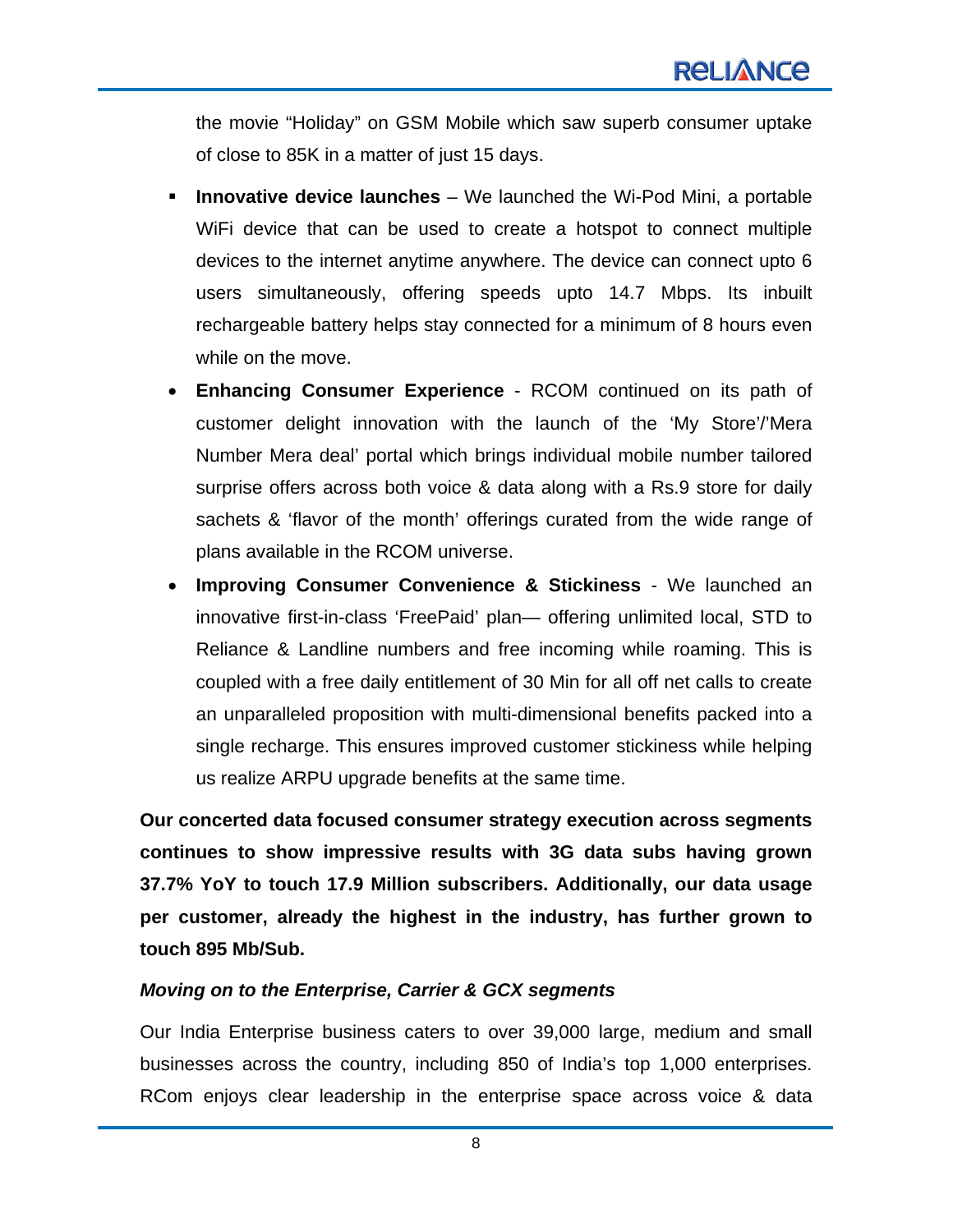the movie "Holiday" on GSM Mobile which saw superb consumer uptake of close to 85K in a matter of just 15 days.

- **Innovative device launches** – We launched the Wi-Pod Mini, a portable WiFi device that can be used to create a hotspot to connect multiple devices to the internet anytime anywhere. The device can connect upto 6 users simultaneously, offering speeds upto 14.7 Mbps. Its inbuilt rechargeable battery helps stay connected for a minimum of 8 hours even while on the move.
- **Enhancing Consumer Experience** - RCOM continued on its path of customer delight innovation with the launch of the 'My Store'/'Mera Number Mera deal' portal which brings individual mobile number tailored surprise offers across both voice & data along with a Rs.9 store for daily sachets & 'flavor of the month' offerings curated from the wide range of plans available in the RCOM universe.
- **Improving Consumer Convenience & Stickiness** - We launched an innovative first-in-class 'FreePaid' plan— offering unlimited local, STD to Reliance & Landline numbers and free incoming while roaming. This is coupled with a free daily entitlement of 30 Min for all off net calls to create an unparalleled proposition with multi-dimensional benefits packed into a single recharge. This ensures improved customer stickiness while helping us realize ARPU upgrade benefits at the same time.

**Our concerted data focused consumer strategy execution across segments continues to show impressive results with 3G data subs having grown 37.7% YoY to touch 17.9 Million subscribers. Additionally, our data usage per customer, already the highest in the industry, has further grown to touch 895 Mb/Sub.**

***Moving on to the Enterprise, Carrier & GCX segments***

Our India Enterprise business caters to over 39,000 large, medium and small businesses across the country, including 850 of India's top 1,000 enterprises. RCom enjoys clear leadership in the enterprise space across voice & data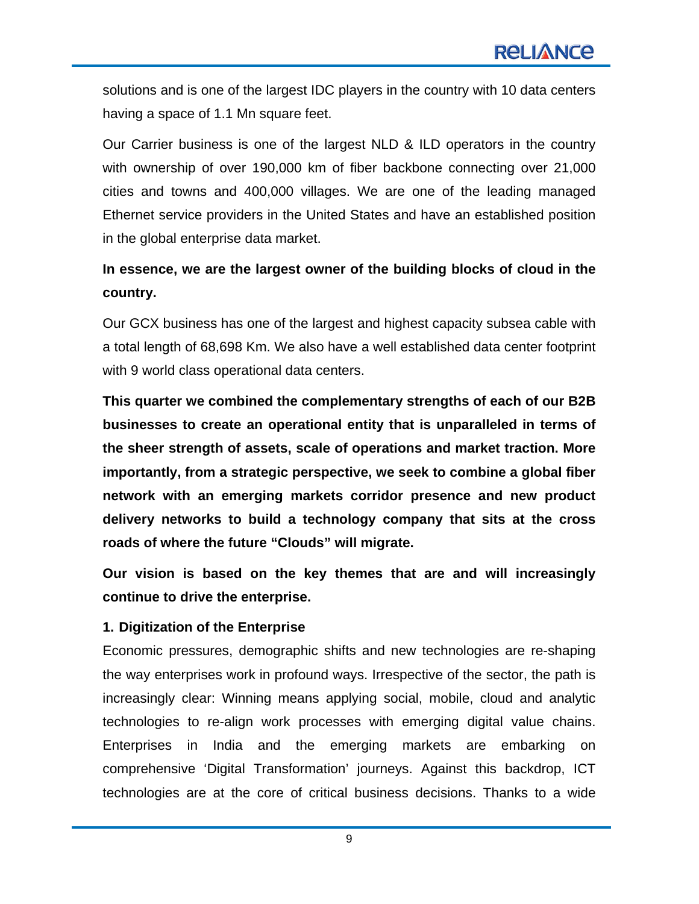solutions and is one of the largest IDC players in the country with 10 data centers having a space of 1.1 Mn square feet.

Our Carrier business is one of the largest NLD & ILD operators in the country with ownership of over 190,000 km of fiber backbone connecting over 21,000 cities and towns and 400,000 villages. We are one of the leading managed Ethernet service providers in the United States and have an established position in the global enterprise data market.

**In essence, we are the largest owner of the building blocks of cloud in the country.**

Our GCX business has one of the largest and highest capacity subsea cable with a total length of 68,698 Km. We also have a well established data center footprint with 9 world class operational data centers.

**This quarter we combined the complementary strengths of each of our B2B businesses to create an operational entity that is unparalleled in terms of the sheer strength of assets, scale of operations and market traction. More importantly, from a strategic perspective, we seek to combine a global fiber network with an emerging markets corridor presence and new product delivery networks to build a technology company that sits at the cross roads of where the future "Clouds" will migrate.**

**Our vision is based on the key themes that are and will increasingly continue to drive the enterprise.**

**1. Digitization of the Enterprise**

Economic pressures, demographic shifts and new technologies are re-shaping the way enterprises work in profound ways. Irrespective of the sector, the path is increasingly clear: Winning means applying social, mobile, cloud and analytic technologies to re-align work processes with emerging digital value chains. Enterprises in India and the emerging markets are embarking on comprehensive 'Digital Transformation' journeys. Against this backdrop, ICT technologies are at the core of critical business decisions. Thanks to a wide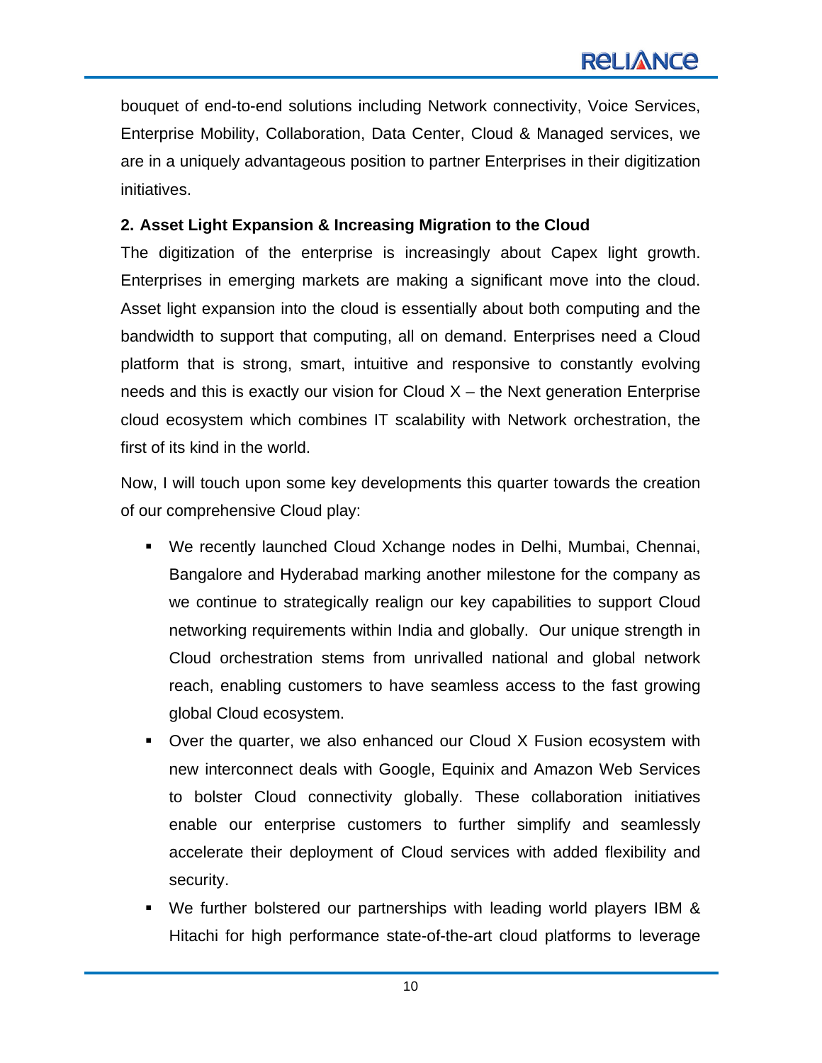bouquet of end-to-end solutions including Network connectivity, Voice Services, Enterprise Mobility, Collaboration, Data Center, Cloud & Managed services, we are in a uniquely advantageous position to partner Enterprises in their digitization initiatives.

**2. Asset Light Expansion & Increasing Migration to the Cloud**

The digitization of the enterprise is increasingly about Capex light growth. Enterprises in emerging markets are making a significant move into the cloud. Asset light expansion into the cloud is essentially about both computing and the bandwidth to support that computing, all on demand. Enterprises need a Cloud platform that is strong, smart, intuitive and responsive to constantly evolving needs and this is exactly our vision for Cloud X – the Next generation Enterprise cloud ecosystem which combines IT scalability with Network orchestration, the first of its kind in the world.

Now, I will touch upon some key developments this quarter towards the creation of our comprehensive Cloud play:

- We recently launched Cloud Xchange nodes in Delhi, Mumbai, Chennai, Bangalore and Hyderabad marking another milestone for the company as we continue to strategically realign our key capabilities to support Cloud networking requirements within India and globally. Our unique strength in Cloud orchestration stems from unrivalled national and global network reach, enabling customers to have seamless access to the fast growing global Cloud ecosystem.
- Over the quarter, we also enhanced our Cloud X Fusion ecosystem with new interconnect deals with Google, Equinix and Amazon Web Services to bolster Cloud connectivity globally. These collaboration initiatives enable our enterprise customers to further simplify and seamlessly accelerate their deployment of Cloud services with added flexibility and security.
- We further bolstered our partnerships with leading world players IBM & Hitachi for high performance state-of-the-art cloud platforms to leverage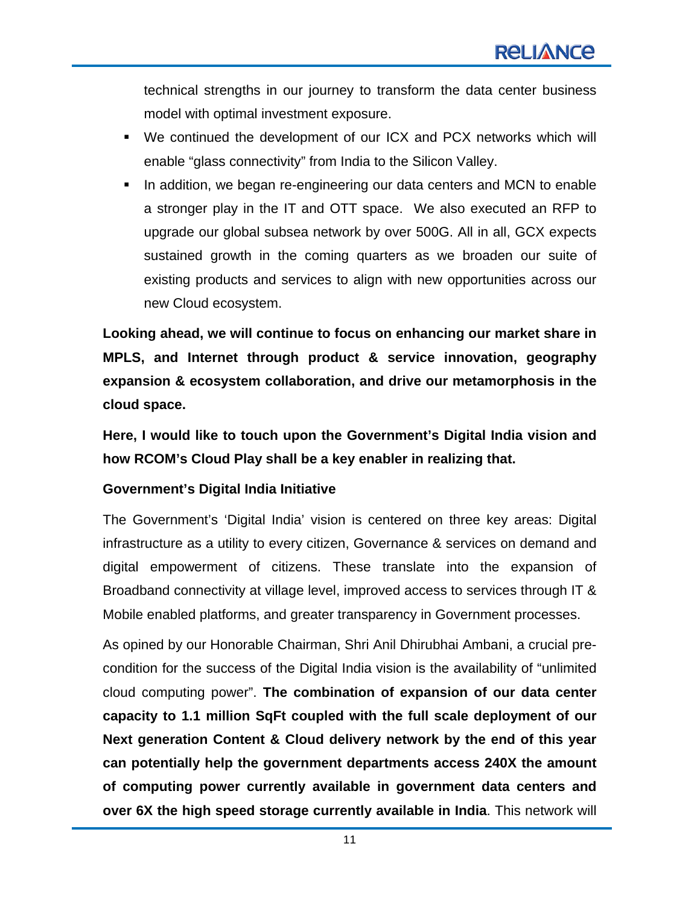technical strengths in our journey to transform the data center business model with optimal investment exposure.

- We continued the development of our ICX and PCX networks which will enable "glass connectivity" from India to the Silicon Valley.
- In addition, we began re-engineering our data centers and MCN to enable a stronger play in the IT and OTT space. We also executed an RFP to upgrade our global subsea network by over 500G. All in all, GCX expects sustained growth in the coming quarters as we broaden our suite of existing products and services to align with new opportunities across our new Cloud ecosystem.

**Looking ahead, we will continue to focus on enhancing our market share in MPLS, and Internet through product & service innovation, geography expansion & ecosystem collaboration, and drive our metamorphosis in the cloud space.**

**Here, I would like to touch upon the Government's Digital India vision and how RCOM's Cloud Play shall be a key enabler in realizing that.**

**Government's Digital India Initiative**

The Government's 'Digital India' vision is centered on three key areas: Digital infrastructure as a utility to every citizen, Governance & services on demand and digital empowerment of citizens. These translate into the expansion of Broadband connectivity at village level, improved access to services through IT & Mobile enabled platforms, and greater transparency in Government processes.

As opined by our Honorable Chairman, Shri Anil Dhirubhai Ambani, a crucial pre-condition for the success of the Digital India vision is the availability of "unlimited cloud computing power". **The combination of expansion of our data center capacity to 1.1 million SqFt coupled with the full scale deployment of our Next generation Content & Cloud delivery network by the end of this year can potentially help the government departments access 240X the amount of computing power currently available in government data centers and over 6X the high speed storage currently available in India**. This network will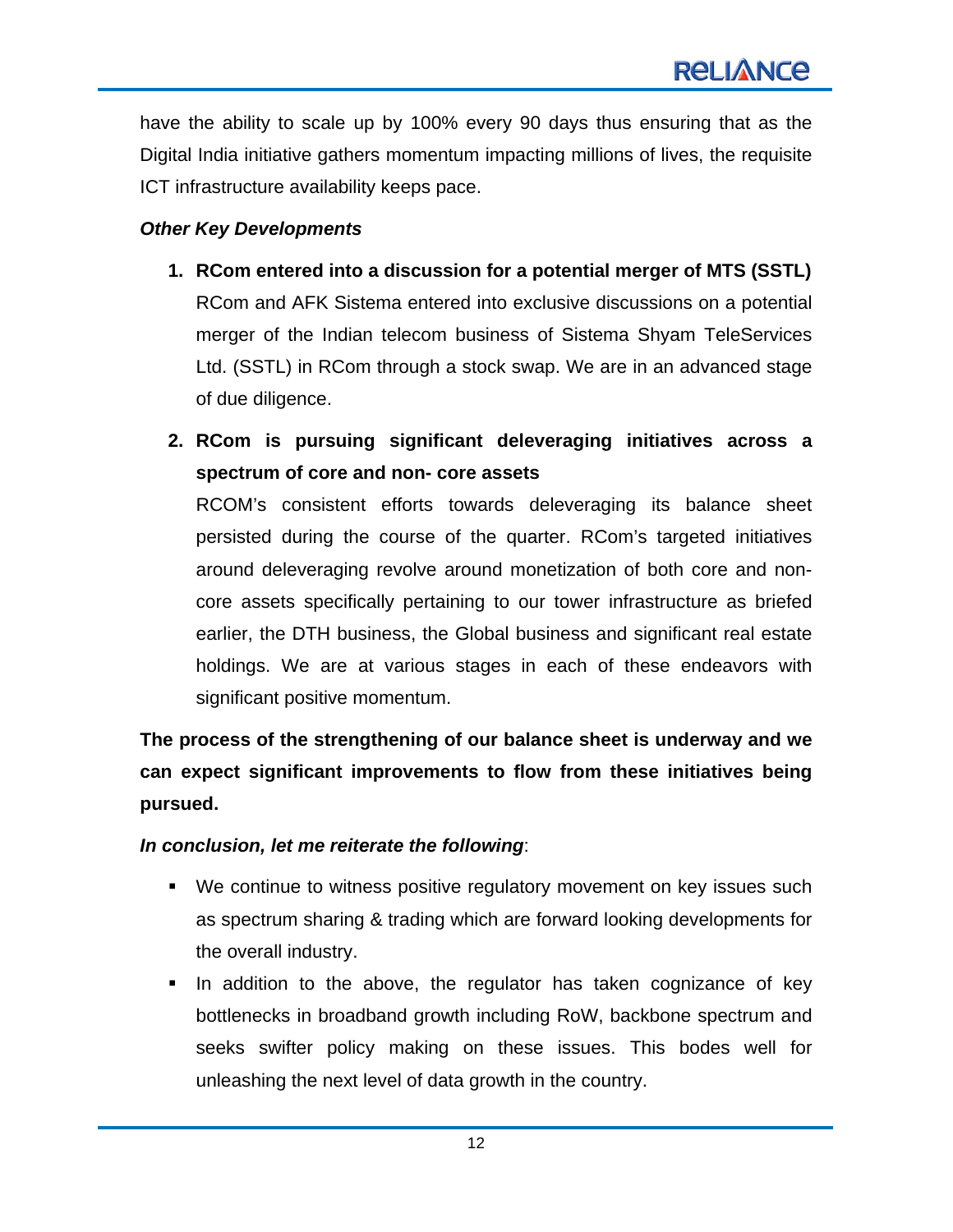have the ability to scale up by 100% every 90 days thus ensuring that as the Digital India initiative gathers momentum impacting millions of lives, the requisite ICT infrastructure availability keeps pace.

***Other Key Developments***

1. **RCom entered into a discussion for a potential merger of MTS (SSTL)**
   RCom and AFK Sistema entered into exclusive discussions on a potential merger of the Indian telecom business of Sistema Shyam TeleServices Ltd. (SSTL) in RCom through a stock swap. We are in an advanced stage of due diligence.

2. **RCom is pursuing significant deleveraging initiatives across a spectrum of core and non- core assets**
   RCOM's consistent efforts towards deleveraging its balance sheet persisted during the course of the quarter. RCom's targeted initiatives around deleveraging revolve around monetization of both core and non-core assets specifically pertaining to our tower infrastructure as briefed earlier, the DTH business, the Global business and significant real estate holdings. We are at various stages in each of these endeavors with significant positive momentum.

**The process of the strengthening of our balance sheet is underway and we can expect significant improvements to flow from these initiatives being pursued.**

***In conclusion, let me reiterate the following***:

- We continue to witness positive regulatory movement on key issues such as spectrum sharing & trading which are forward looking developments for the overall industry.
- In addition to the above, the regulator has taken cognizance of key bottlenecks in broadband growth including RoW, backbone spectrum and seeks swifter policy making on these issues. This bodes well for unleashing the next level of data growth in the country.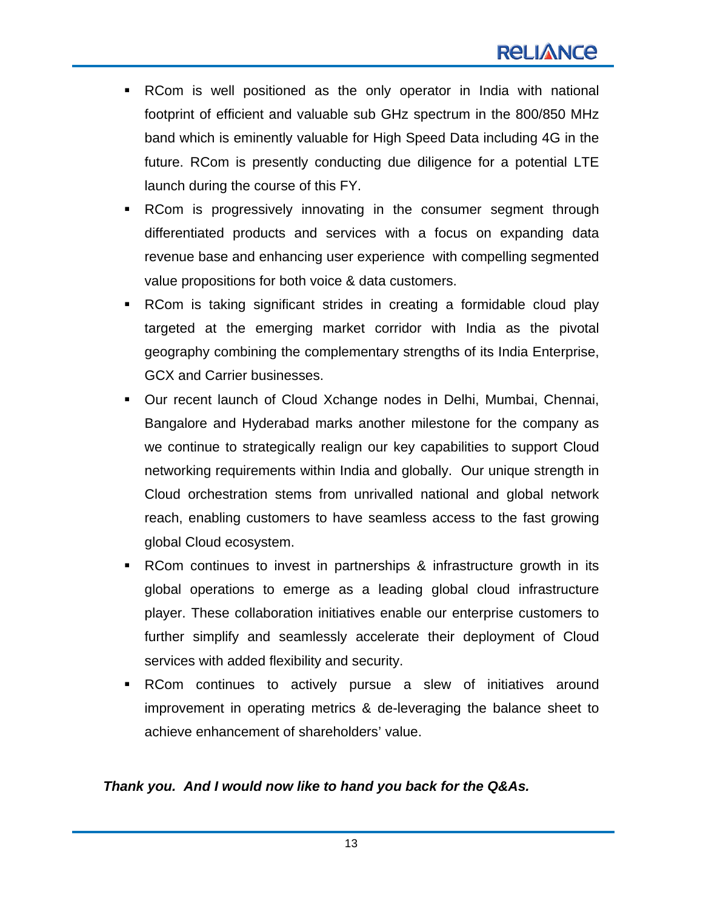- RCom is well positioned as the only operator in India with national footprint of efficient and valuable sub GHz spectrum in the 800/850 MHz band which is eminently valuable for High Speed Data including 4G in the future. RCom is presently conducting due diligence for a potential LTE launch during the course of this FY.
- RCom is progressively innovating in the consumer segment through differentiated products and services with a focus on expanding data revenue base and enhancing user experience with compelling segmented value propositions for both voice & data customers.
- RCom is taking significant strides in creating a formidable cloud play targeted at the emerging market corridor with India as the pivotal geography combining the complementary strengths of its India Enterprise, GCX and Carrier businesses.
- Our recent launch of Cloud Xchange nodes in Delhi, Mumbai, Chennai, Bangalore and Hyderabad marks another milestone for the company as we continue to strategically realign our key capabilities to support Cloud networking requirements within India and globally. Our unique strength in Cloud orchestration stems from unrivalled national and global network reach, enabling customers to have seamless access to the fast growing global Cloud ecosystem.
- RCom continues to invest in partnerships & infrastructure growth in its global operations to emerge as a leading global cloud infrastructure player. These collaboration initiatives enable our enterprise customers to further simplify and seamlessly accelerate their deployment of Cloud services with added flexibility and security.
- RCom continues to actively pursue a slew of initiatives around improvement in operating metrics & de-leveraging the balance sheet to achieve enhancement of shareholders' value.

***Thank you. And I would now like to hand you back for the Q&As.***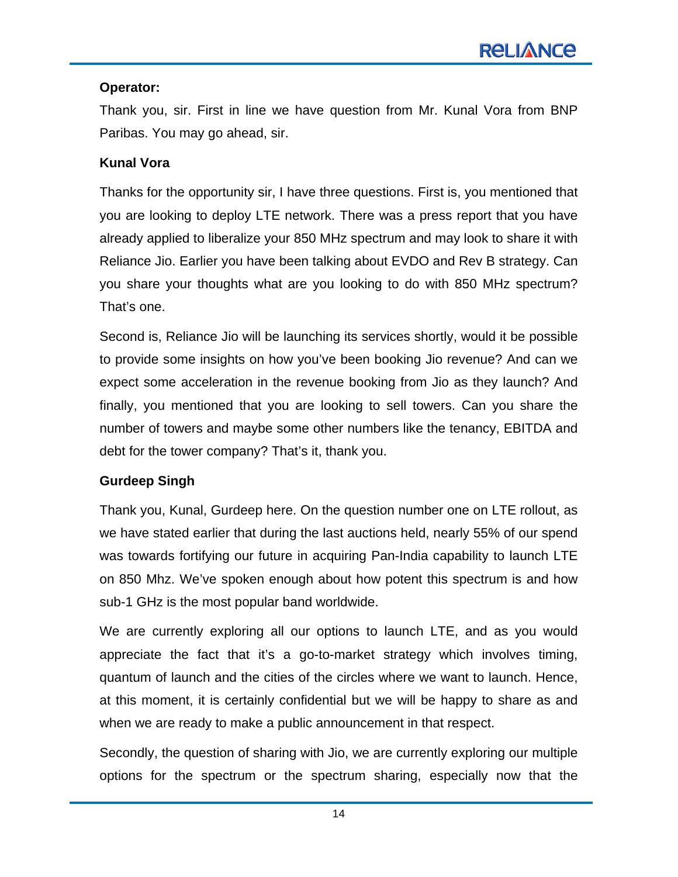**Operator:**

Thank you, sir. First in line we have question from Mr. Kunal Vora from BNP Paribas. You may go ahead, sir.

**Kunal Vora**

Thanks for the opportunity sir, I have three questions. First is, you mentioned that you are looking to deploy LTE network. There was a press report that you have already applied to liberalize your 850 MHz spectrum and may look to share it with Reliance Jio. Earlier you have been talking about EVDO and Rev B strategy. Can you share your thoughts what are you looking to do with 850 MHz spectrum? That's one.

Second is, Reliance Jio will be launching its services shortly, would it be possible to provide some insights on how you've been booking Jio revenue? And can we expect some acceleration in the revenue booking from Jio as they launch? And finally, you mentioned that you are looking to sell towers. Can you share the number of towers and maybe some other numbers like the tenancy, EBITDA and debt for the tower company? That's it, thank you.

**Gurdeep Singh**

Thank you, Kunal, Gurdeep here. On the question number one on LTE rollout, as we have stated earlier that during the last auctions held, nearly 55% of our spend was towards fortifying our future in acquiring Pan-India capability to launch LTE on 850 Mhz. We've spoken enough about how potent this spectrum is and how sub-1 GHz is the most popular band worldwide.

We are currently exploring all our options to launch LTE, and as you would appreciate the fact that it's a go-to-market strategy which involves timing, quantum of launch and the cities of the circles where we want to launch. Hence, at this moment, it is certainly confidential but we will be happy to share as and when we are ready to make a public announcement in that respect.

Secondly, the question of sharing with Jio, we are currently exploring our multiple options for the spectrum or the spectrum sharing, especially now that the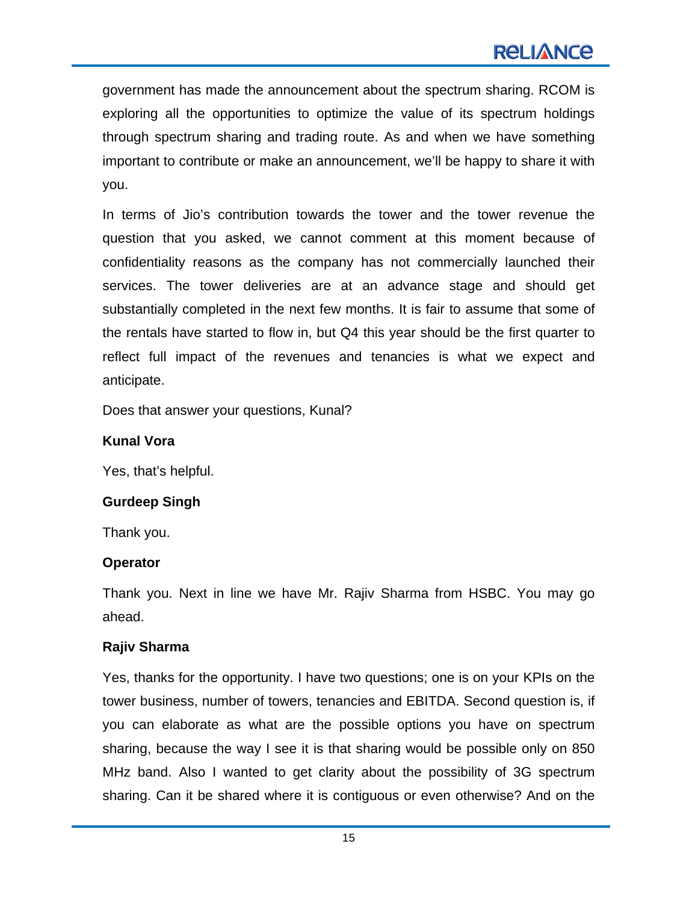government has made the announcement about the spectrum sharing. RCOM is exploring all the opportunities to optimize the value of its spectrum holdings through spectrum sharing and trading route. As and when we have something important to contribute or make an announcement, we'll be happy to share it with you.

In terms of Jio's contribution towards the tower and the tower revenue the question that you asked, we cannot comment at this moment because of confidentiality reasons as the company has not commercially launched their services. The tower deliveries are at an advance stage and should get substantially completed in the next few months. It is fair to assume that some of the rentals have started to flow in, but Q4 this year should be the first quarter to reflect full impact of the revenues and tenancies is what we expect and anticipate.

Does that answer your questions, Kunal?

**Kunal Vora**

Yes, that's helpful.

**Gurdeep Singh**

Thank you.

**Operator**

Thank you. Next in line we have Mr. Rajiv Sharma from HSBC. You may go ahead.

**Rajiv Sharma**

Yes, thanks for the opportunity. I have two questions; one is on your KPIs on the tower business, number of towers, tenancies and EBITDA. Second question is, if you can elaborate as what are the possible options you have on spectrum sharing, because the way I see it is that sharing would be possible only on 850 MHz band. Also I wanted to get clarity about the possibility of 3G spectrum sharing. Can it be shared where it is contiguous or even otherwise? And on the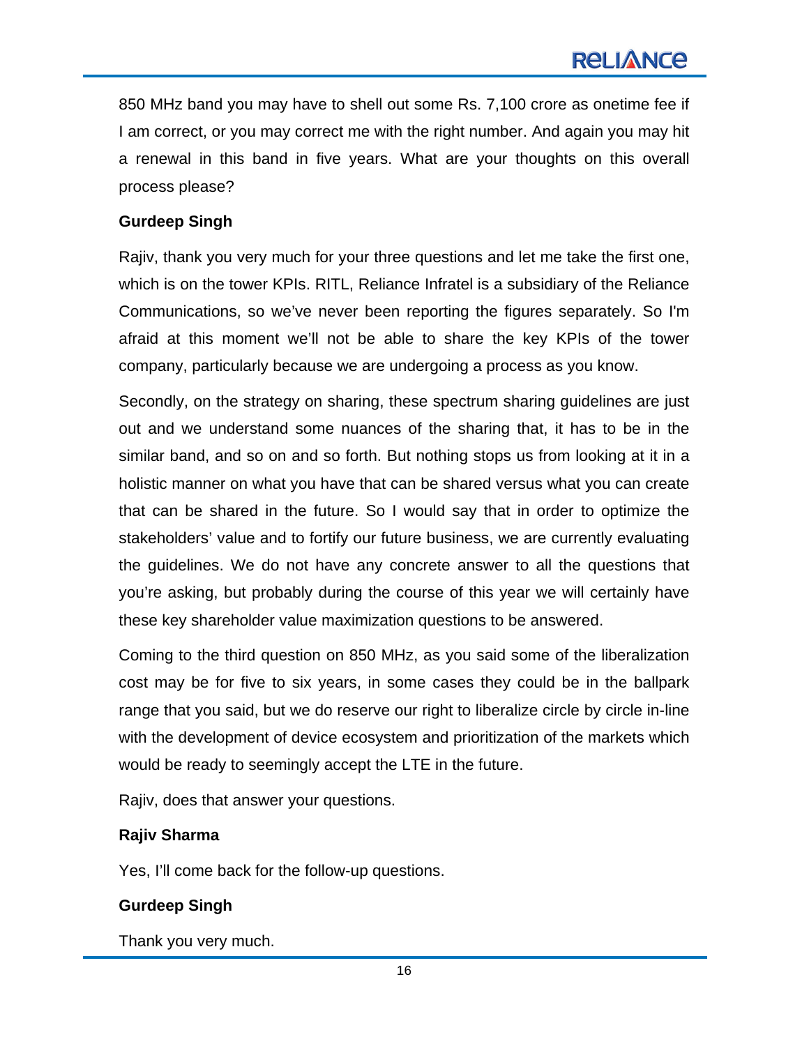850 MHz band you may have to shell out some Rs. 7,100 crore as onetime fee if I am correct, or you may correct me with the right number. And again you may hit a renewal in this band in five years. What are your thoughts on this overall process please?

**Gurdeep Singh**

Rajiv, thank you very much for your three questions and let me take the first one, which is on the tower KPIs. RITL, Reliance Infratel is a subsidiary of the Reliance Communications, so we've never been reporting the figures separately. So I'm afraid at this moment we'll not be able to share the key KPIs of the tower company, particularly because we are undergoing a process as you know.

Secondly, on the strategy on sharing, these spectrum sharing guidelines are just out and we understand some nuances of the sharing that, it has to be in the similar band, and so on and so forth. But nothing stops us from looking at it in a holistic manner on what you have that can be shared versus what you can create that can be shared in the future. So I would say that in order to optimize the stakeholders' value and to fortify our future business, we are currently evaluating the guidelines. We do not have any concrete answer to all the questions that you're asking, but probably during the course of this year we will certainly have these key shareholder value maximization questions to be answered.

Coming to the third question on 850 MHz, as you said some of the liberalization cost may be for five to six years, in some cases they could be in the ballpark range that you said, but we do reserve our right to liberalize circle by circle in-line with the development of device ecosystem and prioritization of the markets which would be ready to seemingly accept the LTE in the future.

Rajiv, does that answer your questions.

**Rajiv Sharma**

Yes, I'll come back for the follow-up questions.

**Gurdeep Singh**

Thank you very much.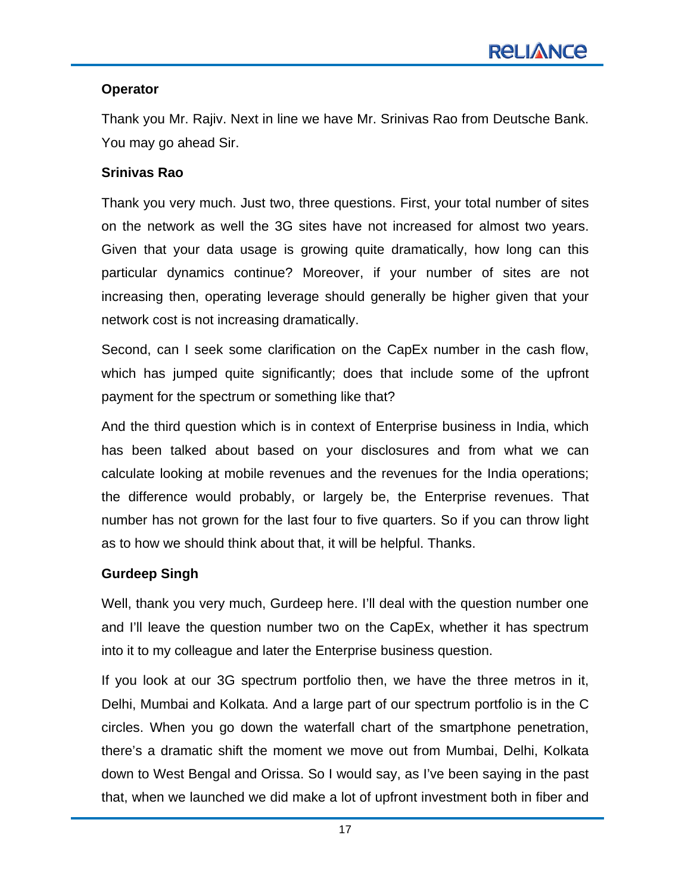**Operator**

Thank you Mr. Rajiv. Next in line we have Mr. Srinivas Rao from Deutsche Bank. You may go ahead Sir.

**Srinivas Rao**

Thank you very much. Just two, three questions. First, your total number of sites on the network as well the 3G sites have not increased for almost two years. Given that your data usage is growing quite dramatically, how long can this particular dynamics continue? Moreover, if your number of sites are not increasing then, operating leverage should generally be higher given that your network cost is not increasing dramatically.

Second, can I seek some clarification on the CapEx number in the cash flow, which has jumped quite significantly; does that include some of the upfront payment for the spectrum or something like that?

And the third question which is in context of Enterprise business in India, which has been talked about based on your disclosures and from what we can calculate looking at mobile revenues and the revenues for the India operations; the difference would probably, or largely be, the Enterprise revenues. That number has not grown for the last four to five quarters. So if you can throw light as to how we should think about that, it will be helpful. Thanks.

**Gurdeep Singh**

Well, thank you very much, Gurdeep here. I'll deal with the question number one and I'll leave the question number two on the CapEx, whether it has spectrum into it to my colleague and later the Enterprise business question.

If you look at our 3G spectrum portfolio then, we have the three metros in it, Delhi, Mumbai and Kolkata. And a large part of our spectrum portfolio is in the C circles. When you go down the waterfall chart of the smartphone penetration, there's a dramatic shift the moment we move out from Mumbai, Delhi, Kolkata down to West Bengal and Orissa. So I would say, as I've been saying in the past that, when we launched we did make a lot of upfront investment both in fiber and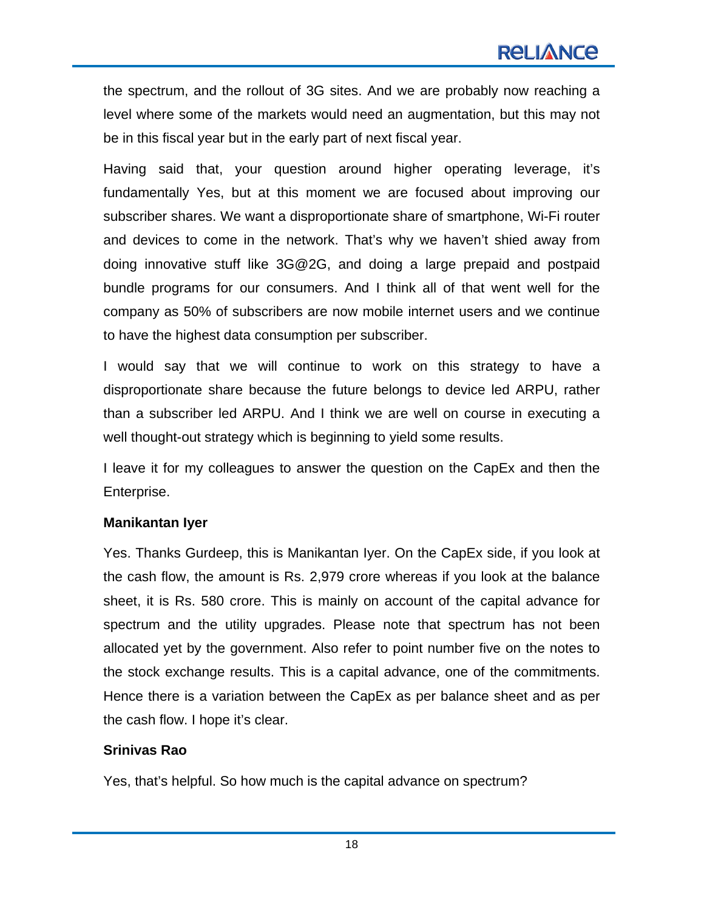the spectrum, and the rollout of 3G sites. And we are probably now reaching a level where some of the markets would need an augmentation, but this may not be in this fiscal year but in the early part of next fiscal year.

Having said that, your question around higher operating leverage, it's fundamentally Yes, but at this moment we are focused about improving our subscriber shares. We want a disproportionate share of smartphone, Wi-Fi router and devices to come in the network. That's why we haven't shied away from doing innovative stuff like 3G@2G, and doing a large prepaid and postpaid bundle programs for our consumers. And I think all of that went well for the company as 50% of subscribers are now mobile internet users and we continue to have the highest data consumption per subscriber.

I would say that we will continue to work on this strategy to have a disproportionate share because the future belongs to device led ARPU, rather than a subscriber led ARPU. And I think we are well on course in executing a well thought-out strategy which is beginning to yield some results.

I leave it for my colleagues to answer the question on the CapEx and then the Enterprise.

**Manikantan Iyer**

Yes. Thanks Gurdeep, this is Manikantan Iyer. On the CapEx side, if you look at the cash flow, the amount is Rs. 2,979 crore whereas if you look at the balance sheet, it is Rs. 580 crore. This is mainly on account of the capital advance for spectrum and the utility upgrades. Please note that spectrum has not been allocated yet by the government. Also refer to point number five on the notes to the stock exchange results. This is a capital advance, one of the commitments. Hence there is a variation between the CapEx as per balance sheet and as per the cash flow. I hope it's clear.

**Srinivas Rao**

Yes, that's helpful. So how much is the capital advance on spectrum?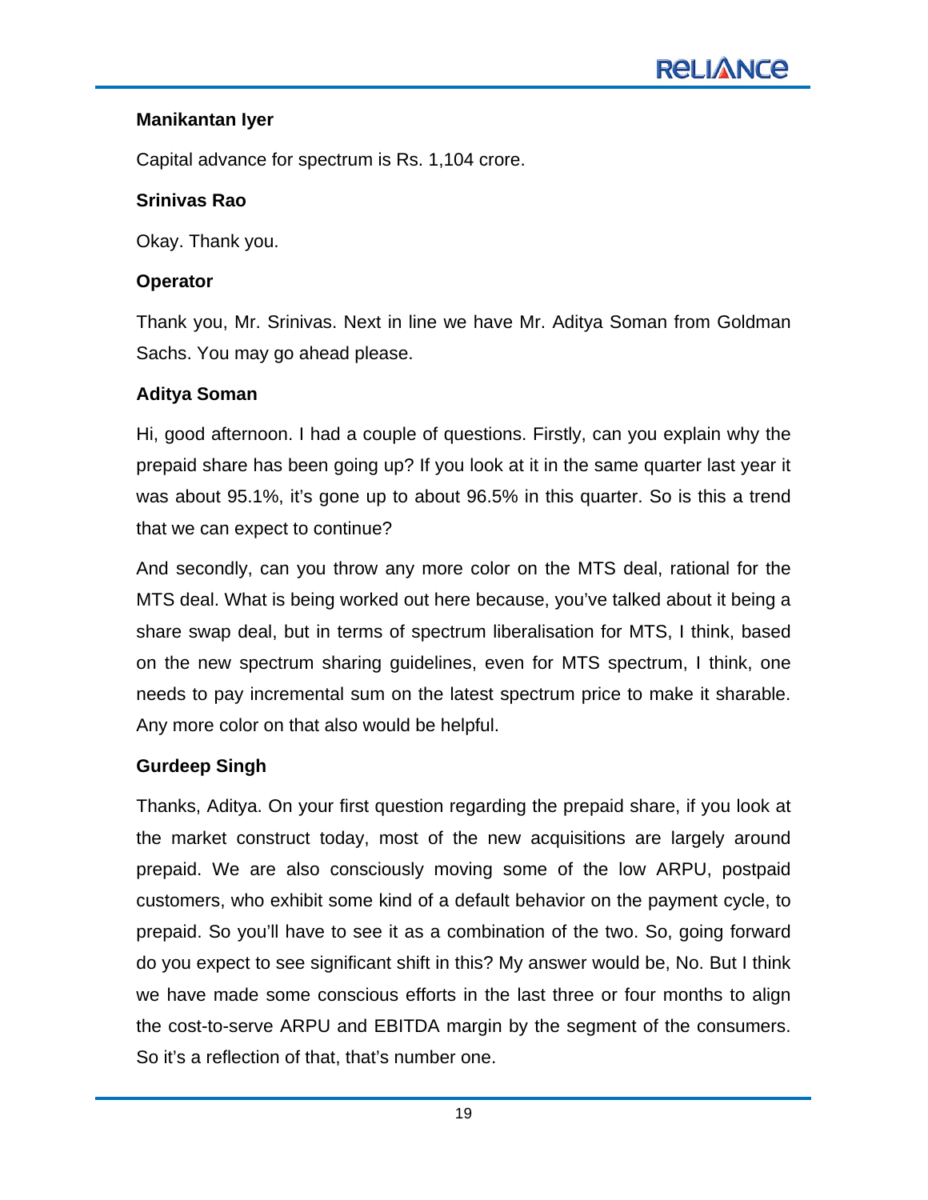**Manikantan Iyer**

Capital advance for spectrum is Rs. 1,104 crore.

**Srinivas Rao**

Okay. Thank you.

**Operator**

Thank you, Mr. Srinivas. Next in line we have Mr. Aditya Soman from Goldman Sachs. You may go ahead please.

**Aditya Soman**

Hi, good afternoon. I had a couple of questions. Firstly, can you explain why the prepaid share has been going up? If you look at it in the same quarter last year it was about 95.1%, it's gone up to about 96.5% in this quarter. So is this a trend that we can expect to continue?

And secondly, can you throw any more color on the MTS deal, rational for the MTS deal. What is being worked out here because, you've talked about it being a share swap deal, but in terms of spectrum liberalisation for MTS, I think, based on the new spectrum sharing guidelines, even for MTS spectrum, I think, one needs to pay incremental sum on the latest spectrum price to make it sharable. Any more color on that also would be helpful.

**Gurdeep Singh**

Thanks, Aditya. On your first question regarding the prepaid share, if you look at the market construct today, most of the new acquisitions are largely around prepaid. We are also consciously moving some of the low ARPU, postpaid customers, who exhibit some kind of a default behavior on the payment cycle, to prepaid. So you'll have to see it as a combination of the two. So, going forward do you expect to see significant shift in this? My answer would be, No. But I think we have made some conscious efforts in the last three or four months to align the cost-to-serve ARPU and EBITDA margin by the segment of the consumers. So it's a reflection of that, that's number one.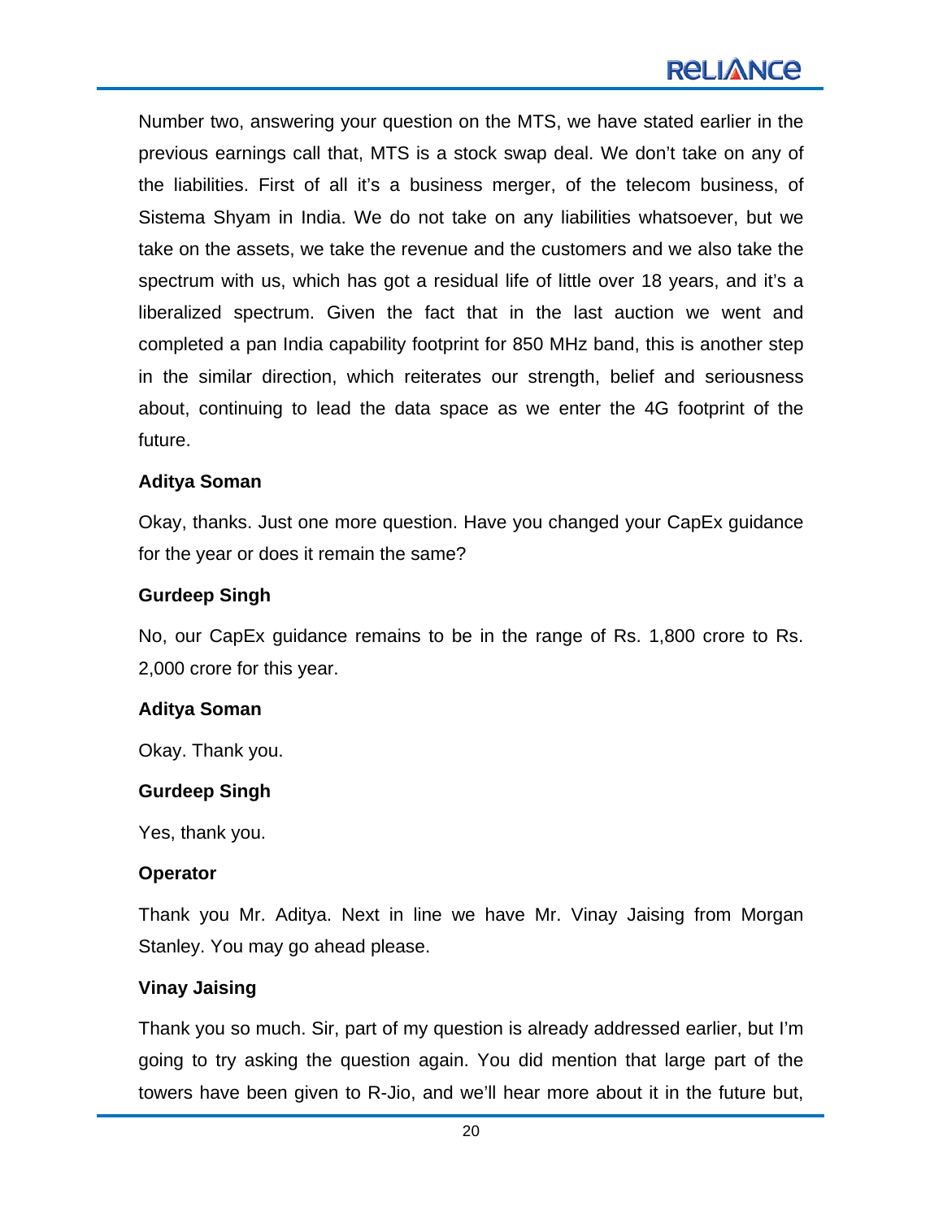Number two, answering your question on the MTS, we have stated earlier in the previous earnings call that, MTS is a stock swap deal. We don't take on any of the liabilities. First of all it's a business merger, of the telecom business, of Sistema Shyam in India. We do not take on any liabilities whatsoever, but we take on the assets, we take the revenue and the customers and we also take the spectrum with us, which has got a residual life of little over 18 years, and it's a liberalized spectrum. Given the fact that in the last auction we went and completed a pan India capability footprint for 850 MHz band, this is another step in the similar direction, which reiterates our strength, belief and seriousness about, continuing to lead the data space as we enter the 4G footprint of the future.

**Aditya Soman**

Okay, thanks. Just one more question. Have you changed your CapEx guidance for the year or does it remain the same?

**Gurdeep Singh**

No, our CapEx guidance remains to be in the range of Rs. 1,800 crore to Rs. 2,000 crore for this year.

**Aditya Soman**

Okay. Thank you.

**Gurdeep Singh**

Yes, thank you.

**Operator**

Thank you Mr. Aditya. Next in line we have Mr. Vinay Jaising from Morgan Stanley. You may go ahead please.

**Vinay Jaising**

Thank you so much. Sir, part of my question is already addressed earlier, but I'm going to try asking the question again. You did mention that large part of the towers have been given to R-Jio, and we'll hear more about it in the future but,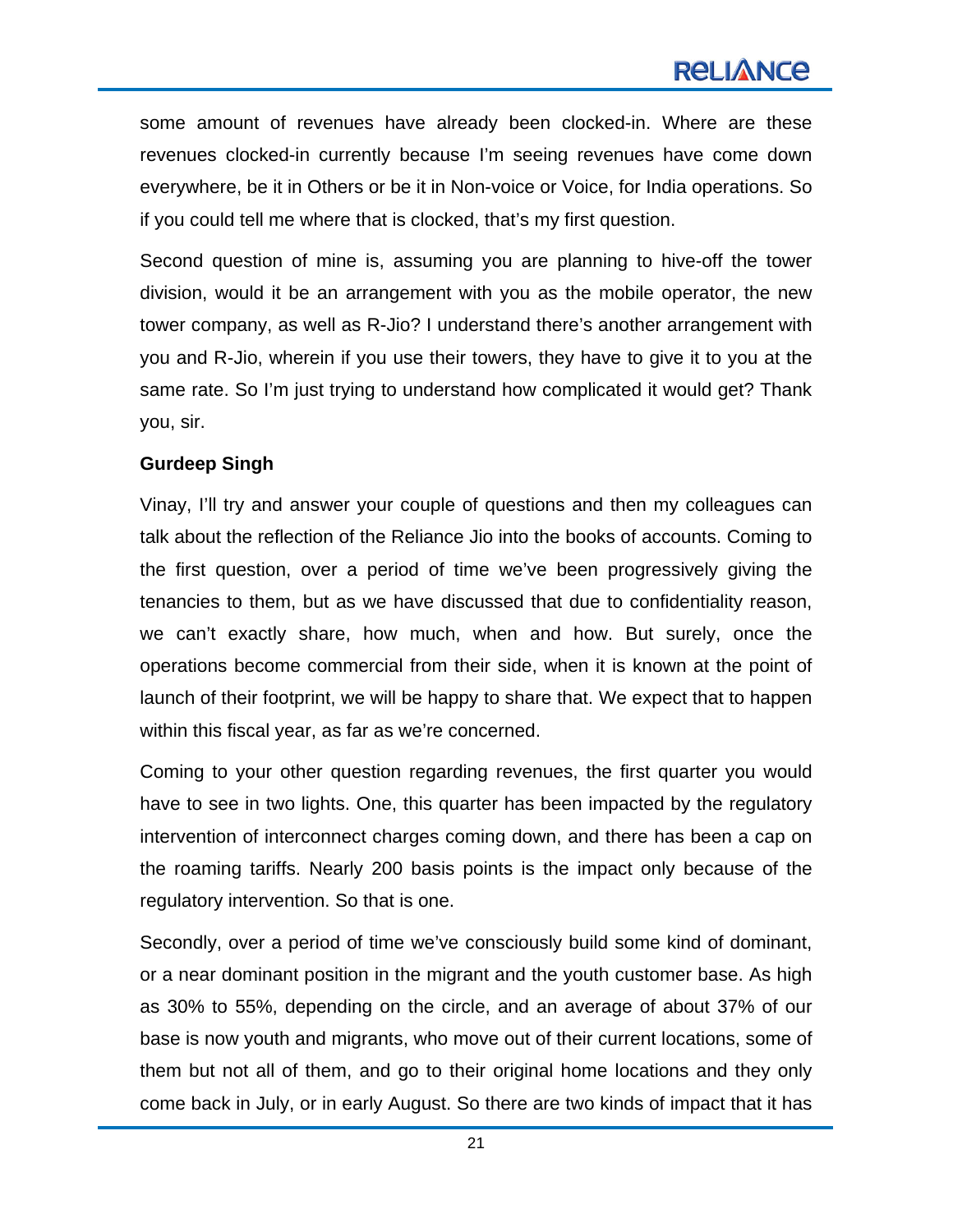some amount of revenues have already been clocked-in. Where are these revenues clocked-in currently because I'm seeing revenues have come down everywhere, be it in Others or be it in Non-voice or Voice, for India operations. So if you could tell me where that is clocked, that's my first question.

Second question of mine is, assuming you are planning to hive-off the tower division, would it be an arrangement with you as the mobile operator, the new tower company, as well as R-Jio? I understand there's another arrangement with you and R-Jio, wherein if you use their towers, they have to give it to you at the same rate. So I'm just trying to understand how complicated it would get? Thank you, sir.

**Gurdeep Singh**

Vinay, I'll try and answer your couple of questions and then my colleagues can talk about the reflection of the Reliance Jio into the books of accounts. Coming to the first question, over a period of time we've been progressively giving the tenancies to them, but as we have discussed that due to confidentiality reason, we can't exactly share, how much, when and how. But surely, once the operations become commercial from their side, when it is known at the point of launch of their footprint, we will be happy to share that. We expect that to happen within this fiscal year, as far as we're concerned.

Coming to your other question regarding revenues, the first quarter you would have to see in two lights. One, this quarter has been impacted by the regulatory intervention of interconnect charges coming down, and there has been a cap on the roaming tariffs. Nearly 200 basis points is the impact only because of the regulatory intervention. So that is one.

Secondly, over a period of time we've consciously build some kind of dominant, or a near dominant position in the migrant and the youth customer base. As high as 30% to 55%, depending on the circle, and an average of about 37% of our base is now youth and migrants, who move out of their current locations, some of them but not all of them, and go to their original home locations and they only come back in July, or in early August. So there are two kinds of impact that it has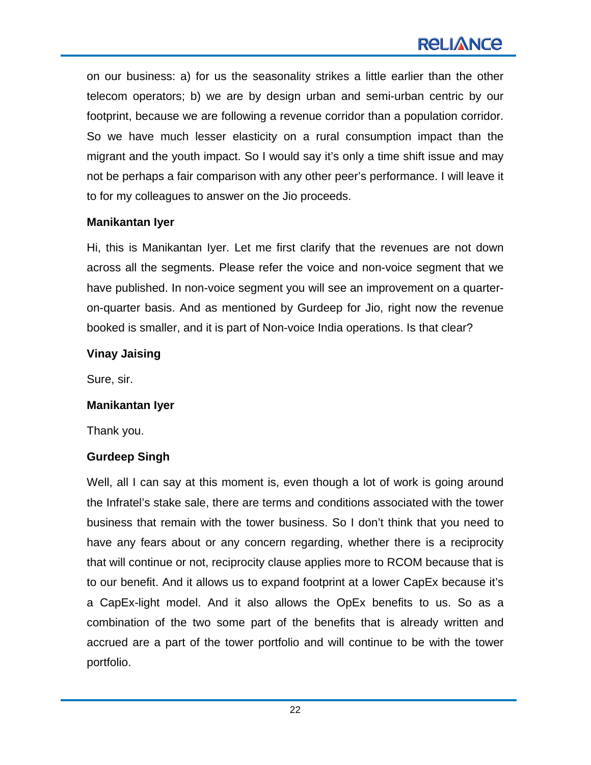on our business: a) for us the seasonality strikes a little earlier than the other telecom operators; b) we are by design urban and semi-urban centric by our footprint, because we are following a revenue corridor than a population corridor. So we have much lesser elasticity on a rural consumption impact than the migrant and the youth impact. So I would say it's only a time shift issue and may not be perhaps a fair comparison with any other peer's performance. I will leave it to for my colleagues to answer on the Jio proceeds.

**Manikantan Iyer**

Hi, this is Manikantan Iyer. Let me first clarify that the revenues are not down across all the segments. Please refer the voice and non-voice segment that we have published. In non-voice segment you will see an improvement on a quarter-on-quarter basis. And as mentioned by Gurdeep for Jio, right now the revenue booked is smaller, and it is part of Non-voice India operations. Is that clear?

**Vinay Jaising**

Sure, sir.

**Manikantan Iyer**

Thank you.

**Gurdeep Singh**

Well, all I can say at this moment is, even though a lot of work is going around the Infratel's stake sale, there are terms and conditions associated with the tower business that remain with the tower business. So I don't think that you need to have any fears about or any concern regarding, whether there is a reciprocity that will continue or not, reciprocity clause applies more to RCOM because that is to our benefit. And it allows us to expand footprint at a lower CapEx because it's a CapEx-light model. And it also allows the OpEx benefits to us. So as a combination of the two some part of the benefits that is already written and accrued are a part of the tower portfolio and will continue to be with the tower portfolio.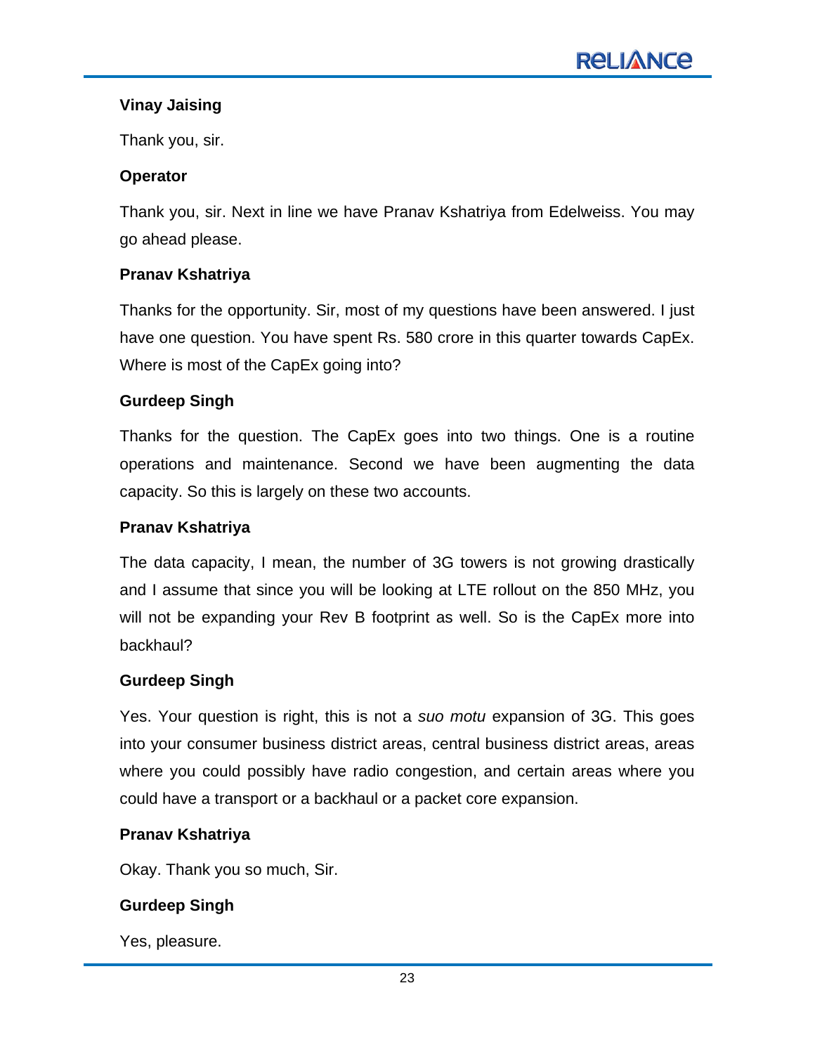**Vinay Jaising**

Thank you, sir.

**Operator**

Thank you, sir. Next in line we have Pranav Kshatriya from Edelweiss. You may go ahead please.

**Pranav Kshatriya**

Thanks for the opportunity. Sir, most of my questions have been answered. I just have one question. You have spent Rs. 580 crore in this quarter towards CapEx. Where is most of the CapEx going into?

**Gurdeep Singh**

Thanks for the question. The CapEx goes into two things. One is a routine operations and maintenance. Second we have been augmenting the data capacity. So this is largely on these two accounts.

**Pranav Kshatriya**

The data capacity, I mean, the number of 3G towers is not growing drastically and I assume that since you will be looking at LTE rollout on the 850 MHz, you will not be expanding your Rev B footprint as well. So is the CapEx more into backhaul?

**Gurdeep Singh**

Yes. Your question is right, this is not a *suo motu* expansion of 3G. This goes into your consumer business district areas, central business district areas, areas where you could possibly have radio congestion, and certain areas where you could have a transport or a backhaul or a packet core expansion.

**Pranav Kshatriya**

Okay. Thank you so much, Sir.

**Gurdeep Singh**

Yes, pleasure.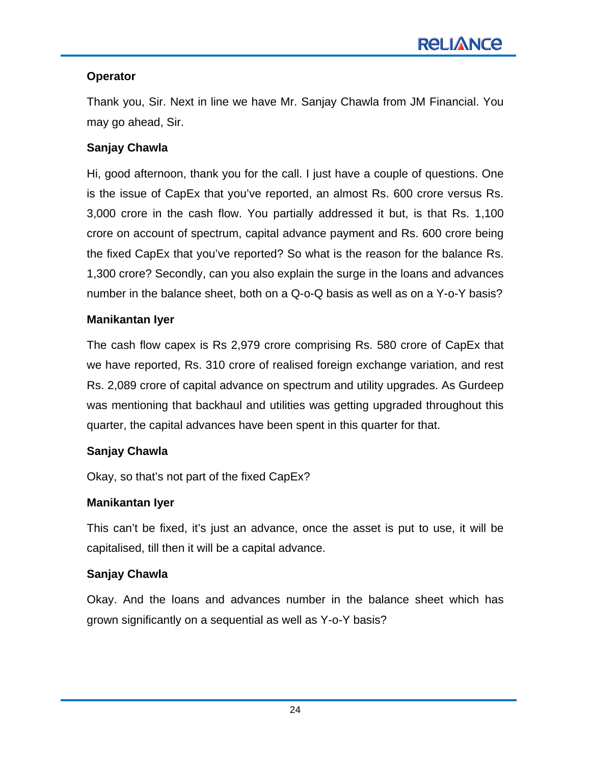**Operator**

Thank you, Sir. Next in line we have Mr. Sanjay Chawla from JM Financial. You may go ahead, Sir.

**Sanjay Chawla**

Hi, good afternoon, thank you for the call. I just have a couple of questions. One is the issue of CapEx that you've reported, an almost Rs. 600 crore versus Rs. 3,000 crore in the cash flow. You partially addressed it but, is that Rs. 1,100 crore on account of spectrum, capital advance payment and Rs. 600 crore being the fixed CapEx that you've reported? So what is the reason for the balance Rs. 1,300 crore? Secondly, can you also explain the surge in the loans and advances number in the balance sheet, both on a Q-o-Q basis as well as on a Y-o-Y basis?

**Manikantan Iyer**

The cash flow capex is Rs 2,979 crore comprising Rs. 580 crore of CapEx that we have reported, Rs. 310 crore of realised foreign exchange variation, and rest Rs. 2,089 crore of capital advance on spectrum and utility upgrades. As Gurdeep was mentioning that backhaul and utilities was getting upgraded throughout this quarter, the capital advances have been spent in this quarter for that.

**Sanjay Chawla**

Okay, so that's not part of the fixed CapEx?

**Manikantan Iyer**

This can't be fixed, it's just an advance, once the asset is put to use, it will be capitalised, till then it will be a capital advance.

**Sanjay Chawla**

Okay. And the loans and advances number in the balance sheet which has grown significantly on a sequential as well as Y-o-Y basis?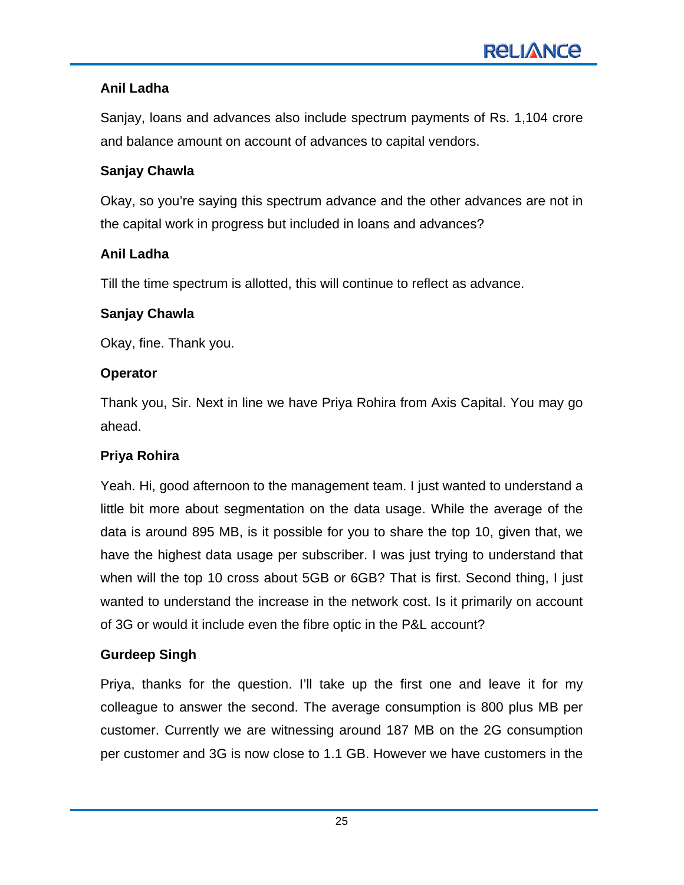**Anil Ladha**

Sanjay, loans and advances also include spectrum payments of Rs. 1,104 crore and balance amount on account of advances to capital vendors.

**Sanjay Chawla**

Okay, so you're saying this spectrum advance and the other advances are not in the capital work in progress but included in loans and advances?

**Anil Ladha**

Till the time spectrum is allotted, this will continue to reflect as advance.

**Sanjay Chawla**

Okay, fine. Thank you.

**Operator**

Thank you, Sir. Next in line we have Priya Rohira from Axis Capital. You may go ahead.

**Priya Rohira**

Yeah. Hi, good afternoon to the management team. I just wanted to understand a little bit more about segmentation on the data usage. While the average of the data is around 895 MB, is it possible for you to share the top 10, given that, we have the highest data usage per subscriber. I was just trying to understand that when will the top 10 cross about 5GB or 6GB? That is first. Second thing, I just wanted to understand the increase in the network cost. Is it primarily on account of 3G or would it include even the fibre optic in the P&L account?

**Gurdeep Singh**

Priya, thanks for the question. I'll take up the first one and leave it for my colleague to answer the second. The average consumption is 800 plus MB per customer. Currently we are witnessing around 187 MB on the 2G consumption per customer and 3G is now close to 1.1 GB. However we have customers in the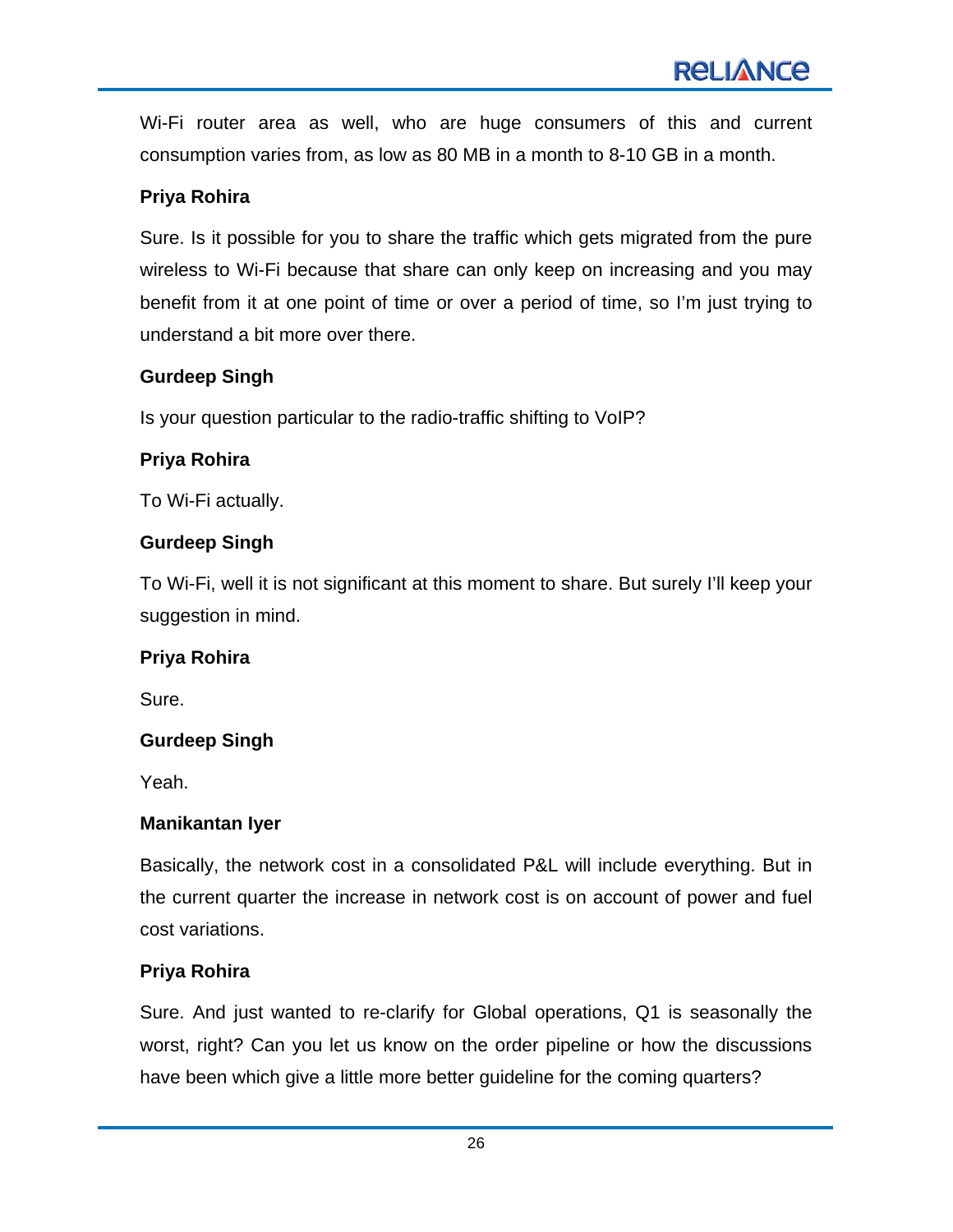Wi-Fi router area as well, who are huge consumers of this and current consumption varies from, as low as 80 MB in a month to 8-10 GB in a month.

**Priya Rohira**

Sure. Is it possible for you to share the traffic which gets migrated from the pure wireless to Wi-Fi because that share can only keep on increasing and you may benefit from it at one point of time or over a period of time, so I'm just trying to understand a bit more over there.

**Gurdeep Singh**

Is your question particular to the radio-traffic shifting to VoIP?

**Priya Rohira**

To Wi-Fi actually.

**Gurdeep Singh**

To Wi-Fi, well it is not significant at this moment to share. But surely I'll keep your suggestion in mind.

**Priya Rohira**

Sure.

**Gurdeep Singh**

Yeah.

**Manikantan Iyer**

Basically, the network cost in a consolidated P&L will include everything. But in the current quarter the increase in network cost is on account of power and fuel cost variations.

**Priya Rohira**

Sure. And just wanted to re-clarify for Global operations, Q1 is seasonally the worst, right? Can you let us know on the order pipeline or how the discussions have been which give a little more better guideline for the coming quarters?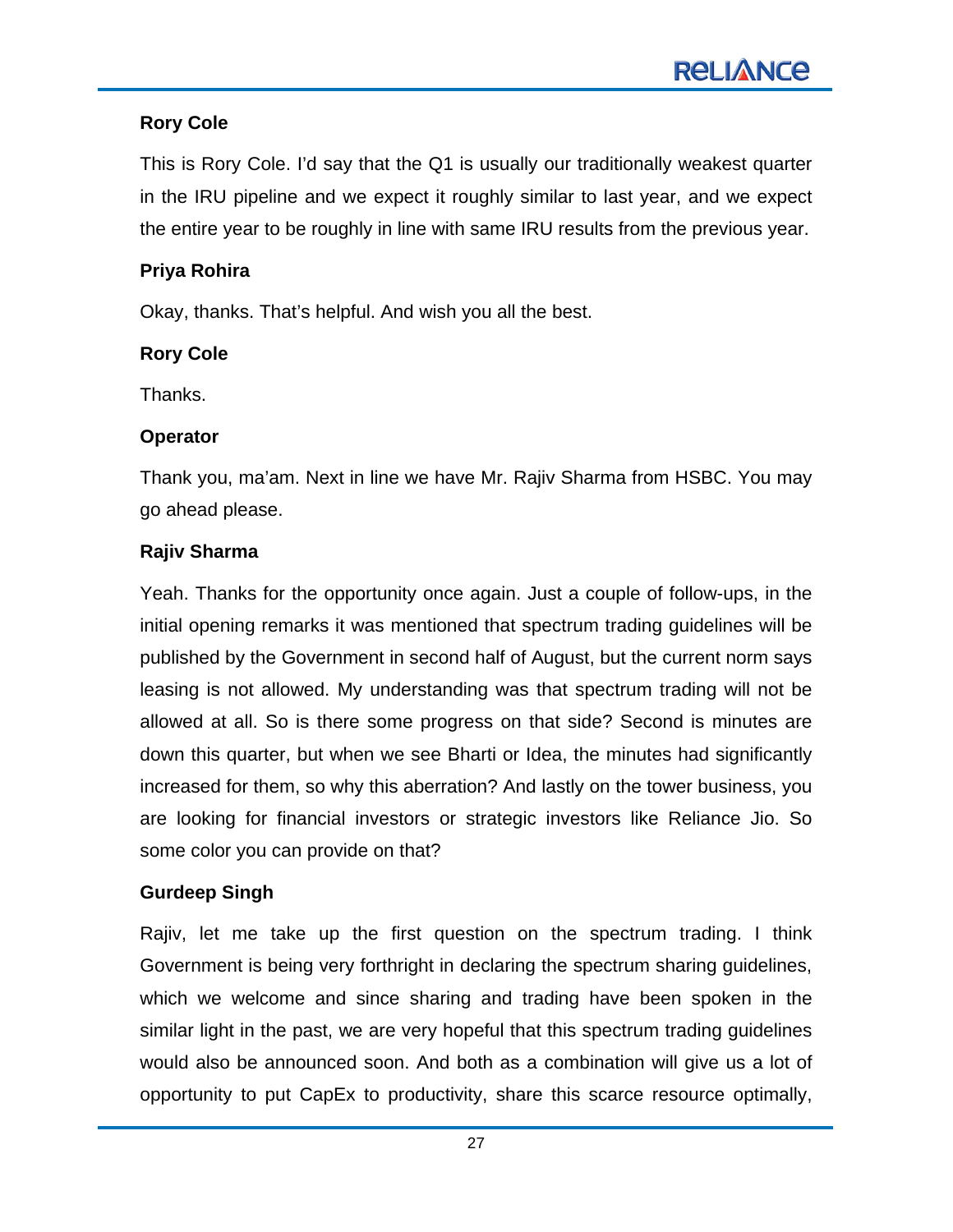**Rory Cole**

This is Rory Cole. I'd say that the Q1 is usually our traditionally weakest quarter in the IRU pipeline and we expect it roughly similar to last year, and we expect the entire year to be roughly in line with same IRU results from the previous year.

**Priya Rohira**

Okay, thanks. That's helpful. And wish you all the best.

**Rory Cole**

Thanks.

**Operator**

Thank you, ma'am. Next in line we have Mr. Rajiv Sharma from HSBC. You may go ahead please.

**Rajiv Sharma**

Yeah. Thanks for the opportunity once again. Just a couple of follow-ups, in the initial opening remarks it was mentioned that spectrum trading guidelines will be published by the Government in second half of August, but the current norm says leasing is not allowed. My understanding was that spectrum trading will not be allowed at all. So is there some progress on that side? Second is minutes are down this quarter, but when we see Bharti or Idea, the minutes had significantly increased for them, so why this aberration? And lastly on the tower business, you are looking for financial investors or strategic investors like Reliance Jio. So some color you can provide on that?

**Gurdeep Singh**

Rajiv, let me take up the first question on the spectrum trading. I think Government is being very forthright in declaring the spectrum sharing guidelines, which we welcome and since sharing and trading have been spoken in the similar light in the past, we are very hopeful that this spectrum trading guidelines would also be announced soon. And both as a combination will give us a lot of opportunity to put CapEx to productivity, share this scarce resource optimally,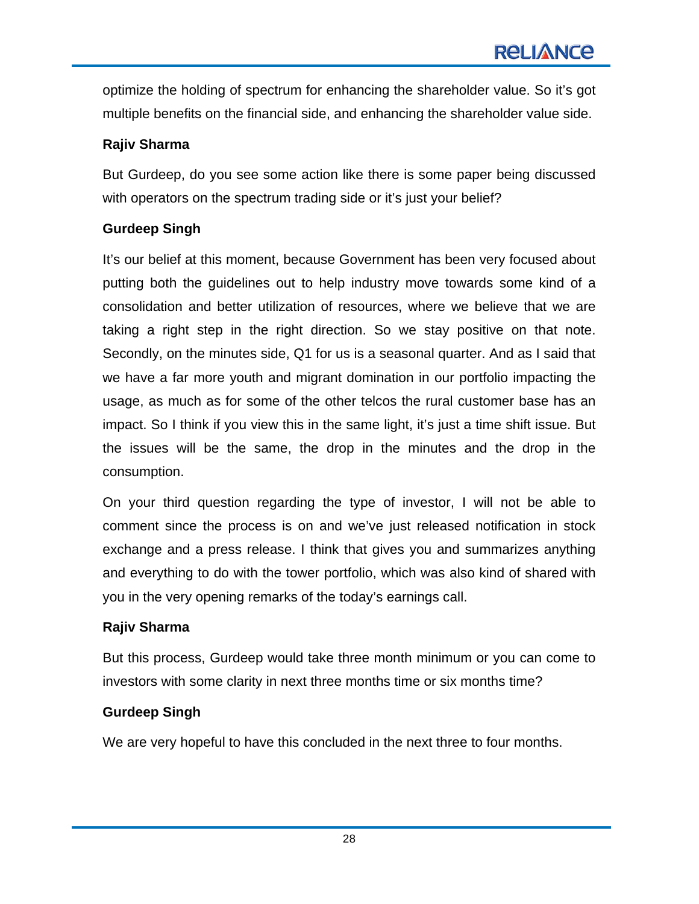optimize the holding of spectrum for enhancing the shareholder value. So it's got multiple benefits on the financial side, and enhancing the shareholder value side.

**Rajiv Sharma**

But Gurdeep, do you see some action like there is some paper being discussed with operators on the spectrum trading side or it's just your belief?

**Gurdeep Singh**

It's our belief at this moment, because Government has been very focused about putting both the guidelines out to help industry move towards some kind of a consolidation and better utilization of resources, where we believe that we are taking a right step in the right direction. So we stay positive on that note. Secondly, on the minutes side, Q1 for us is a seasonal quarter. And as I said that we have a far more youth and migrant domination in our portfolio impacting the usage, as much as for some of the other telcos the rural customer base has an impact. So I think if you view this in the same light, it's just a time shift issue. But the issues will be the same, the drop in the minutes and the drop in the consumption.

On your third question regarding the type of investor, I will not be able to comment since the process is on and we've just released notification in stock exchange and a press release. I think that gives you and summarizes anything and everything to do with the tower portfolio, which was also kind of shared with you in the very opening remarks of the today's earnings call.

**Rajiv Sharma**

But this process, Gurdeep would take three month minimum or you can come to investors with some clarity in next three months time or six months time?

**Gurdeep Singh**

We are very hopeful to have this concluded in the next three to four months.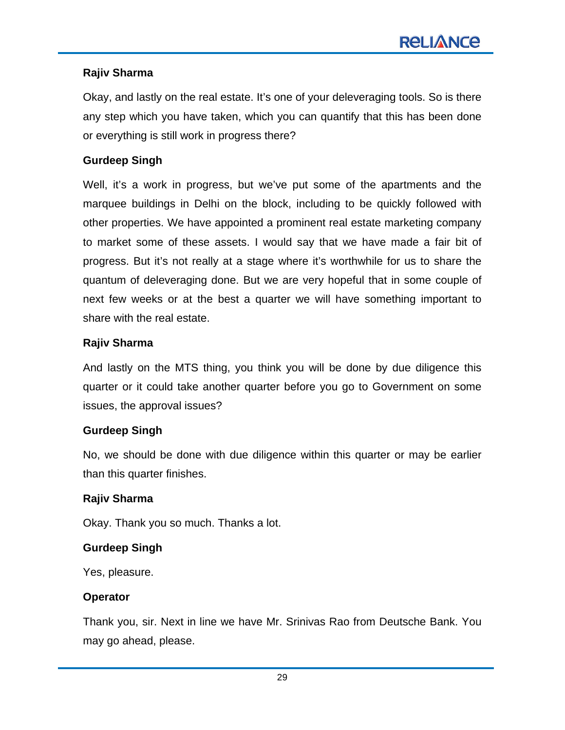**Rajiv Sharma**

Okay, and lastly on the real estate. It's one of your deleveraging tools. So is there any step which you have taken, which you can quantify that this has been done or everything is still work in progress there?

**Gurdeep Singh**

Well, it's a work in progress, but we've put some of the apartments and the marquee buildings in Delhi on the block, including to be quickly followed with other properties. We have appointed a prominent real estate marketing company to market some of these assets. I would say that we have made a fair bit of progress. But it's not really at a stage where it's worthwhile for us to share the quantum of deleveraging done. But we are very hopeful that in some couple of next few weeks or at the best a quarter we will have something important to share with the real estate.

**Rajiv Sharma**

And lastly on the MTS thing, you think you will be done by due diligence this quarter or it could take another quarter before you go to Government on some issues, the approval issues?

**Gurdeep Singh**

No, we should be done with due diligence within this quarter or may be earlier than this quarter finishes.

**Rajiv Sharma**

Okay. Thank you so much. Thanks a lot.

**Gurdeep Singh**

Yes, pleasure.

**Operator**

Thank you, sir. Next in line we have Mr. Srinivas Rao from Deutsche Bank. You may go ahead, please.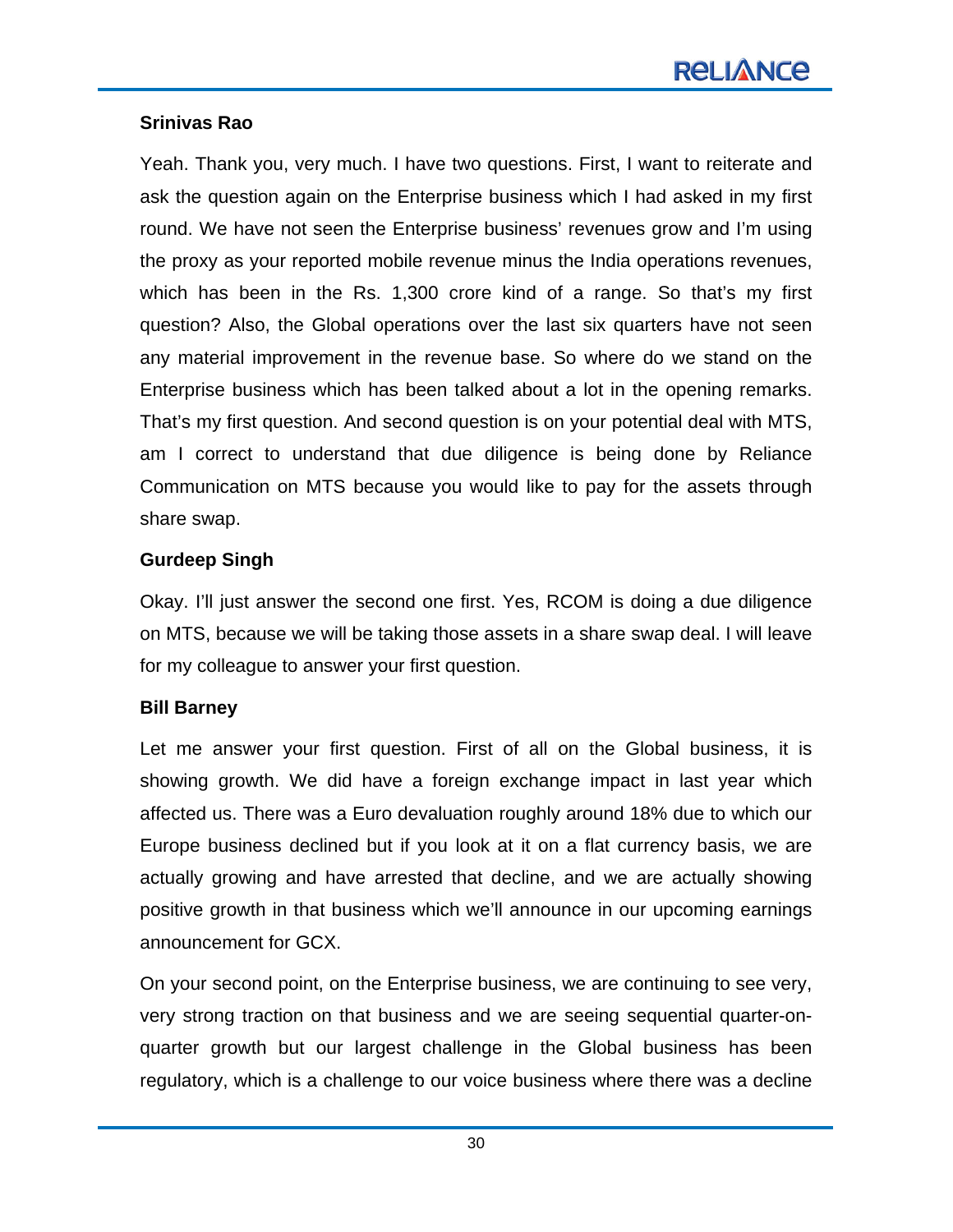**Srinivas Rao**

Yeah. Thank you, very much. I have two questions. First, I want to reiterate and ask the question again on the Enterprise business which I had asked in my first round. We have not seen the Enterprise business' revenues grow and I'm using the proxy as your reported mobile revenue minus the India operations revenues, which has been in the Rs. 1,300 crore kind of a range. So that's my first question? Also, the Global operations over the last six quarters have not seen any material improvement in the revenue base. So where do we stand on the Enterprise business which has been talked about a lot in the opening remarks. That's my first question. And second question is on your potential deal with MTS, am I correct to understand that due diligence is being done by Reliance Communication on MTS because you would like to pay for the assets through share swap.

**Gurdeep Singh**

Okay. I'll just answer the second one first. Yes, RCOM is doing a due diligence on MTS, because we will be taking those assets in a share swap deal. I will leave for my colleague to answer your first question.

**Bill Barney**

Let me answer your first question. First of all on the Global business, it is showing growth. We did have a foreign exchange impact in last year which affected us. There was a Euro devaluation roughly around 18% due to which our Europe business declined but if you look at it on a flat currency basis, we are actually growing and have arrested that decline, and we are actually showing positive growth in that business which we'll announce in our upcoming earnings announcement for GCX.

On your second point, on the Enterprise business, we are continuing to see very, very strong traction on that business and we are seeing sequential quarter-on-quarter growth but our largest challenge in the Global business has been regulatory, which is a challenge to our voice business where there was a decline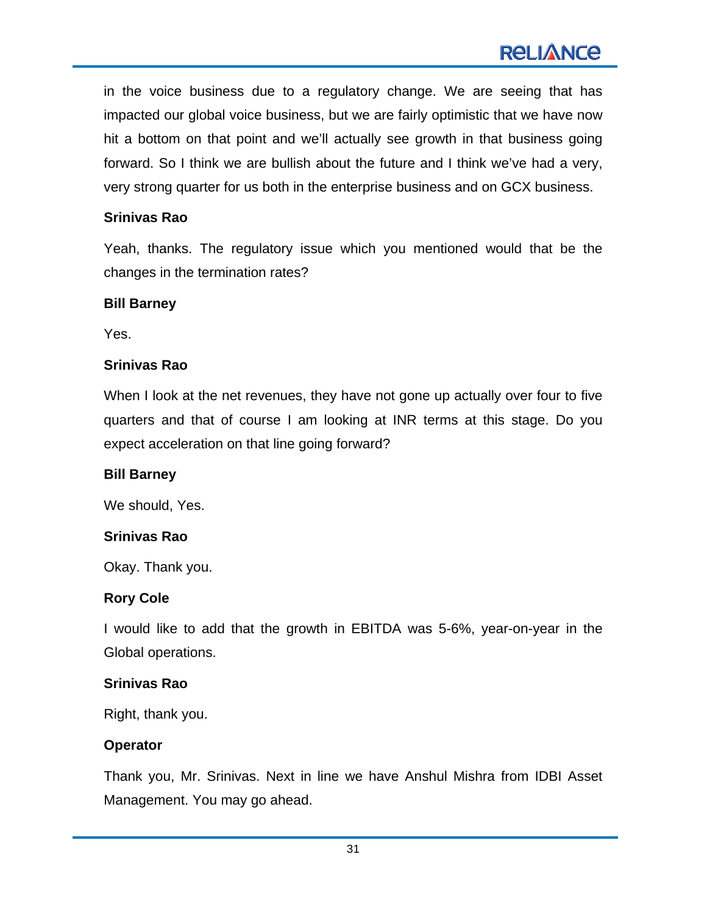in the voice business due to a regulatory change. We are seeing that has impacted our global voice business, but we are fairly optimistic that we have now hit a bottom on that point and we'll actually see growth in that business going forward. So I think we are bullish about the future and I think we've had a very, very strong quarter for us both in the enterprise business and on GCX business.

**Srinivas Rao**

Yeah, thanks. The regulatory issue which you mentioned would that be the changes in the termination rates?

**Bill Barney**

Yes.

**Srinivas Rao**

When I look at the net revenues, they have not gone up actually over four to five quarters and that of course I am looking at INR terms at this stage. Do you expect acceleration on that line going forward?

**Bill Barney**

We should, Yes.

**Srinivas Rao**

Okay. Thank you.

**Rory Cole**

I would like to add that the growth in EBITDA was 5-6%, year-on-year in the Global operations.

**Srinivas Rao**

Right, thank you.

**Operator**

Thank you, Mr. Srinivas. Next in line we have Anshul Mishra from IDBI Asset Management. You may go ahead.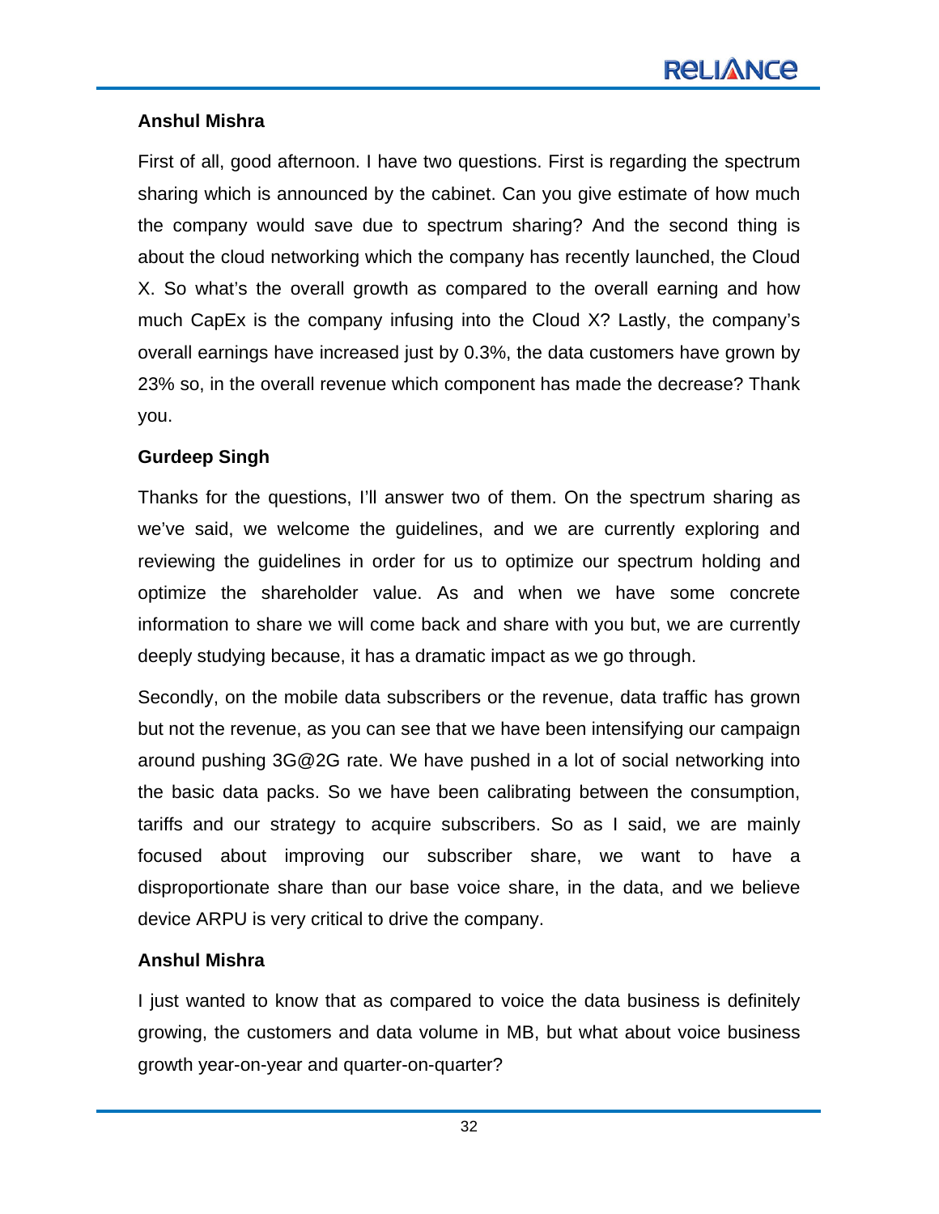**Anshul Mishra**

First of all, good afternoon. I have two questions. First is regarding the spectrum sharing which is announced by the cabinet. Can you give estimate of how much the company would save due to spectrum sharing? And the second thing is about the cloud networking which the company has recently launched, the Cloud X. So what's the overall growth as compared to the overall earning and how much CapEx is the company infusing into the Cloud X? Lastly, the company's overall earnings have increased just by 0.3%, the data customers have grown by 23% so, in the overall revenue which component has made the decrease? Thank you.

**Gurdeep Singh**

Thanks for the questions, I'll answer two of them. On the spectrum sharing as we've said, we welcome the guidelines, and we are currently exploring and reviewing the guidelines in order for us to optimize our spectrum holding and optimize the shareholder value. As and when we have some concrete information to share we will come back and share with you but, we are currently deeply studying because, it has a dramatic impact as we go through.

Secondly, on the mobile data subscribers or the revenue, data traffic has grown but not the revenue, as you can see that we have been intensifying our campaign around pushing 3G@2G rate. We have pushed in a lot of social networking into the basic data packs. So we have been calibrating between the consumption, tariffs and our strategy to acquire subscribers. So as I said, we are mainly focused about improving our subscriber share, we want to have a disproportionate share than our base voice share, in the data, and we believe device ARPU is very critical to drive the company.

**Anshul Mishra**

I just wanted to know that as compared to voice the data business is definitely growing, the customers and data volume in MB, but what about voice business growth year-on-year and quarter-on-quarter?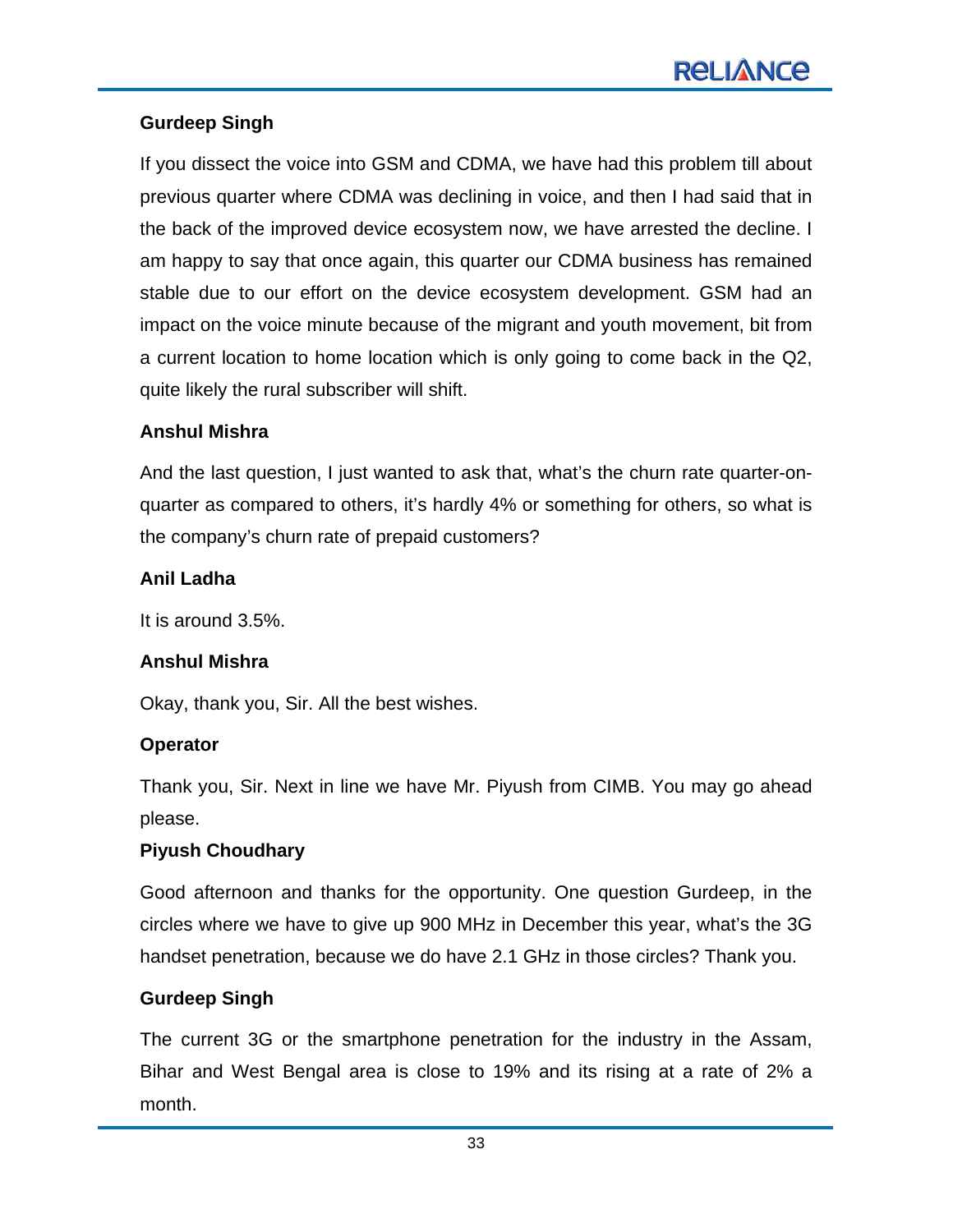**Gurdeep Singh**

If you dissect the voice into GSM and CDMA, we have had this problem till about previous quarter where CDMA was declining in voice, and then I had said that in the back of the improved device ecosystem now, we have arrested the decline. I am happy to say that once again, this quarter our CDMA business has remained stable due to our effort on the device ecosystem development. GSM had an impact on the voice minute because of the migrant and youth movement, bit from a current location to home location which is only going to come back in the Q2, quite likely the rural subscriber will shift.

**Anshul Mishra**

And the last question, I just wanted to ask that, what's the churn rate quarter-on-quarter as compared to others, it's hardly 4% or something for others, so what is the company's churn rate of prepaid customers?

**Anil Ladha**

It is around 3.5%.

**Anshul Mishra**

Okay, thank you, Sir. All the best wishes.

**Operator**

Thank you, Sir. Next in line we have Mr. Piyush from CIMB. You may go ahead please.

**Piyush Choudhary**

Good afternoon and thanks for the opportunity. One question Gurdeep, in the circles where we have to give up 900 MHz in December this year, what's the 3G handset penetration, because we do have 2.1 GHz in those circles? Thank you.

**Gurdeep Singh**

The current 3G or the smartphone penetration for the industry in the Assam, Bihar and West Bengal area is close to 19% and its rising at a rate of 2% a month.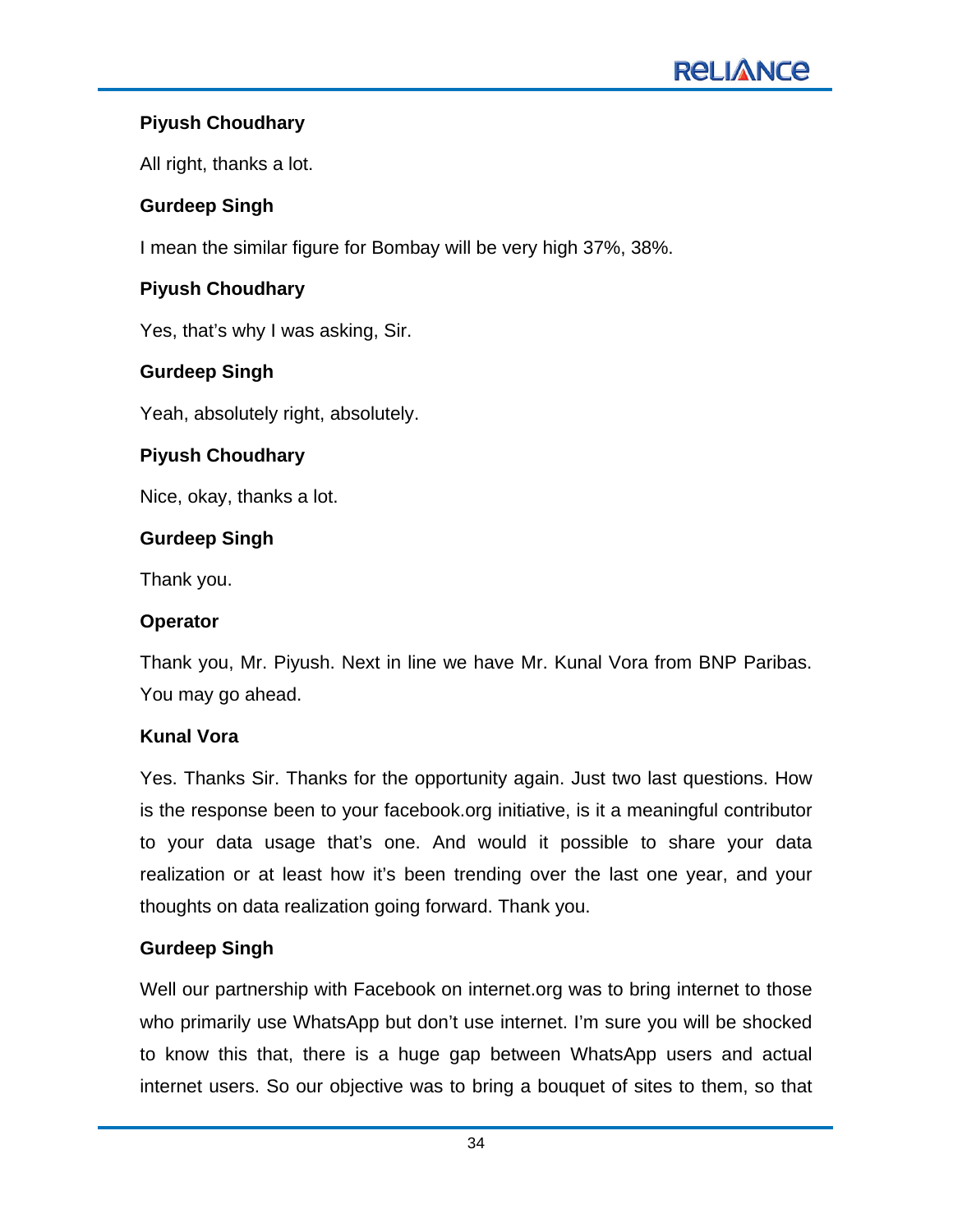**Piyush Choudhary**

All right, thanks a lot.

**Gurdeep Singh**

I mean the similar figure for Bombay will be very high 37%, 38%.

**Piyush Choudhary**

Yes, that's why I was asking, Sir.

**Gurdeep Singh**

Yeah, absolutely right, absolutely.

**Piyush Choudhary**

Nice, okay, thanks a lot.

**Gurdeep Singh**

Thank you.

**Operator**

Thank you, Mr. Piyush. Next in line we have Mr. Kunal Vora from BNP Paribas. You may go ahead.

**Kunal Vora**

Yes. Thanks Sir. Thanks for the opportunity again. Just two last questions. How is the response been to your facebook.org initiative, is it a meaningful contributor to your data usage that's one. And would it possible to share your data realization or at least how it's been trending over the last one year, and your thoughts on data realization going forward. Thank you.

**Gurdeep Singh**

Well our partnership with Facebook on internet.org was to bring internet to those who primarily use WhatsApp but don't use internet. I'm sure you will be shocked to know this that, there is a huge gap between WhatsApp users and actual internet users. So our objective was to bring a bouquet of sites to them, so that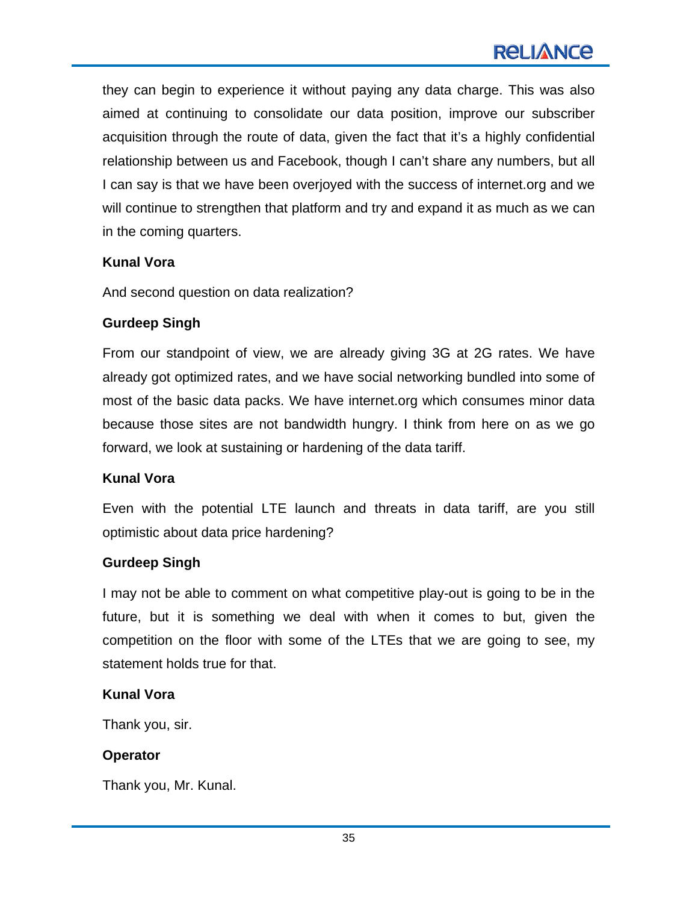they can begin to experience it without paying any data charge. This was also aimed at continuing to consolidate our data position, improve our subscriber acquisition through the route of data, given the fact that it's a highly confidential relationship between us and Facebook, though I can't share any numbers, but all I can say is that we have been overjoyed with the success of internet.org and we will continue to strengthen that platform and try and expand it as much as we can in the coming quarters.

**Kunal Vora**

And second question on data realization?

**Gurdeep Singh**

From our standpoint of view, we are already giving 3G at 2G rates. We have already got optimized rates, and we have social networking bundled into some of most of the basic data packs. We have internet.org which consumes minor data because those sites are not bandwidth hungry. I think from here on as we go forward, we look at sustaining or hardening of the data tariff.

**Kunal Vora**

Even with the potential LTE launch and threats in data tariff, are you still optimistic about data price hardening?

**Gurdeep Singh**

I may not be able to comment on what competitive play-out is going to be in the future, but it is something we deal with when it comes to but, given the competition on the floor with some of the LTEs that we are going to see, my statement holds true for that.

**Kunal Vora**

Thank you, sir.

**Operator**

Thank you, Mr. Kunal.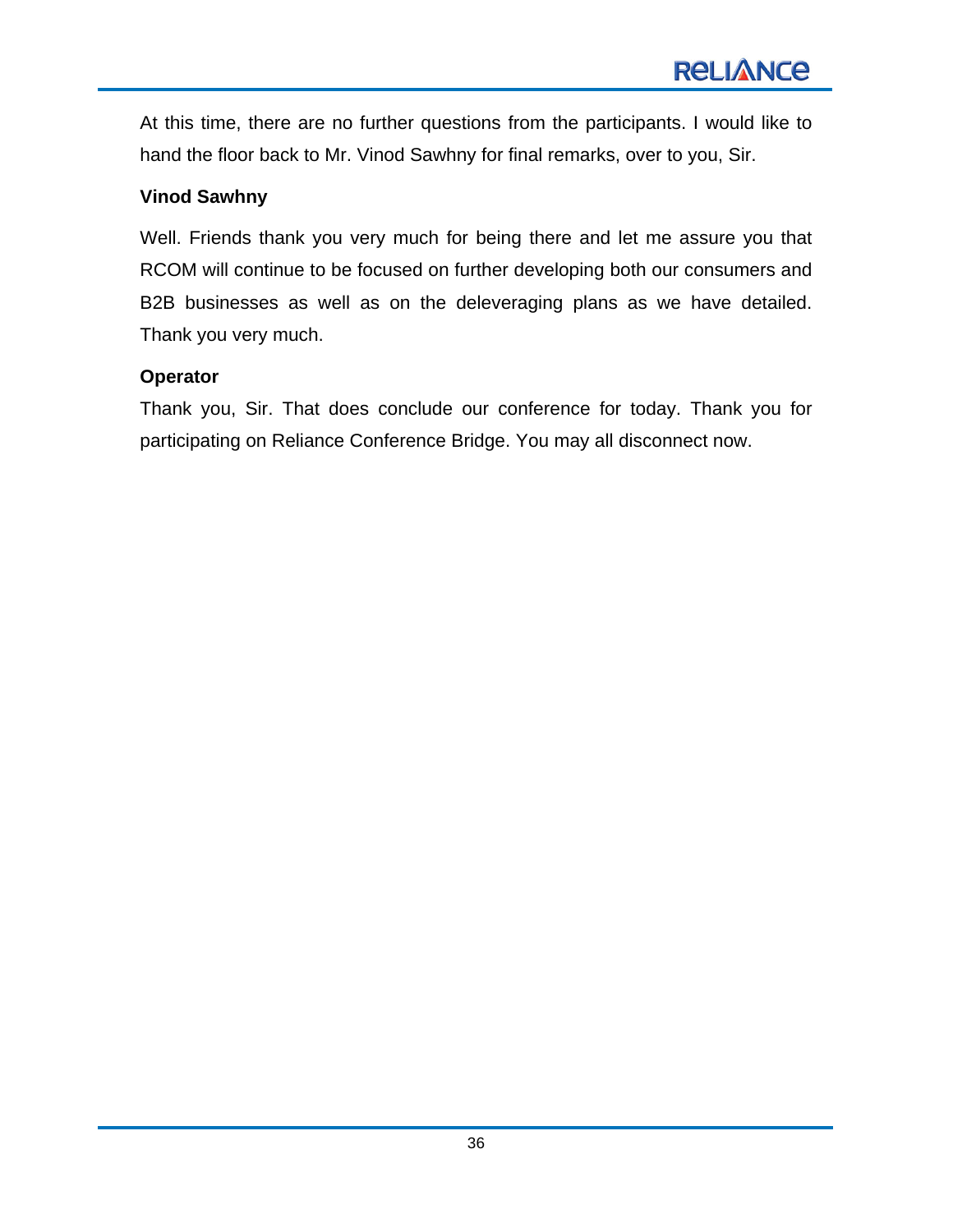At this time, there are no further questions from the participants. I would like to hand the floor back to Mr. Vinod Sawhny for final remarks, over to you, Sir.

**Vinod Sawhny**

Well. Friends thank you very much for being there and let me assure you that RCOM will continue to be focused on further developing both our consumers and B2B businesses as well as on the deleveraging plans as we have detailed. Thank you very much.

**Operator**

Thank you, Sir. That does conclude our conference for today. Thank you for participating on Reliance Conference Bridge. You may all disconnect now.